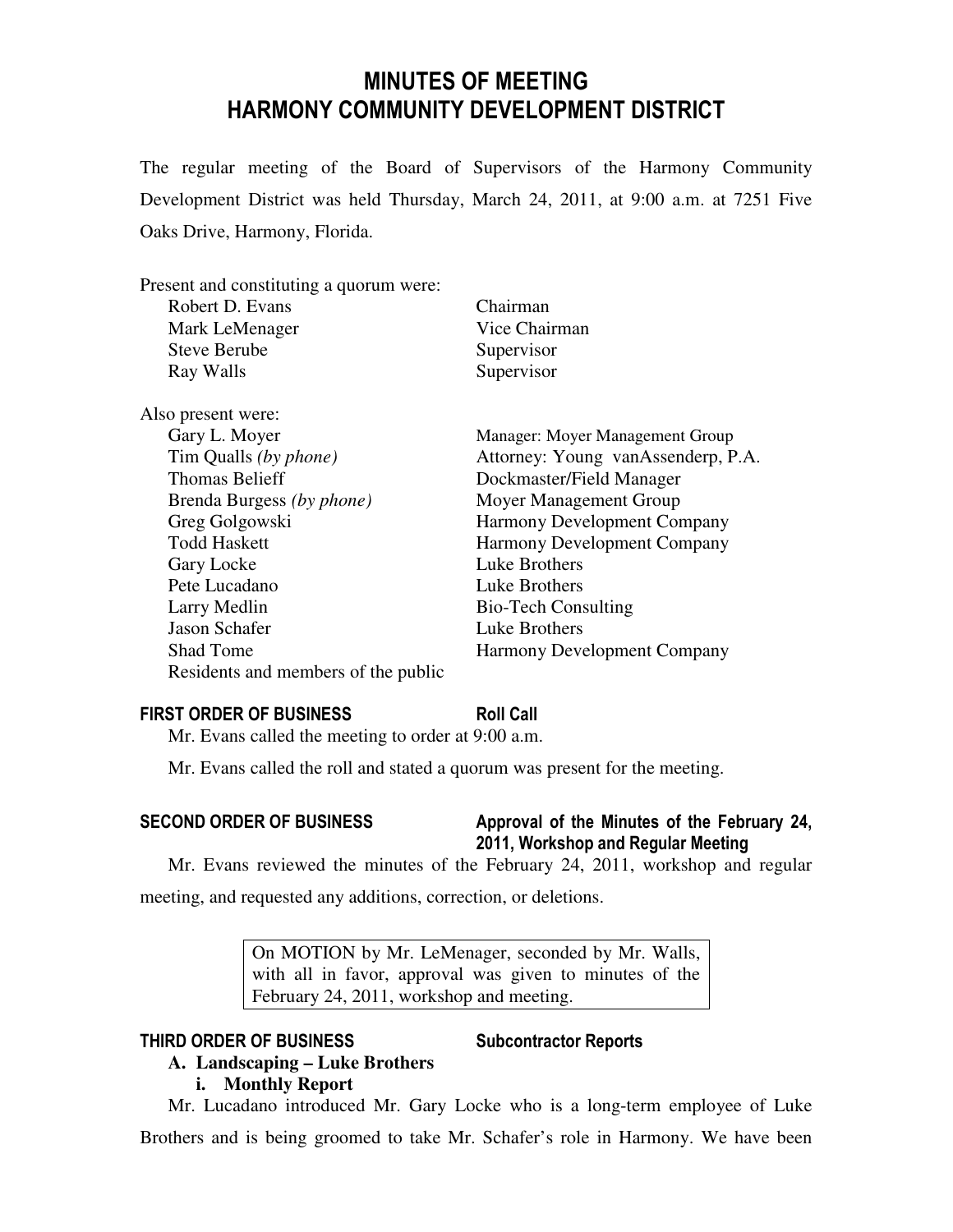# MINUTES OF MEETING
# HARMONY COMMUNITY DEVELOPMENT DISTRICT

The regular meeting of the Board of Supervisors of the Harmony Community Development District was held Thursday, March 24, 2011, at 9:00 a.m. at 7251 Five Oaks Drive, Harmony, Florida.

Present and constituting a quorum were:

| | |
|---|---|
| Robert D. Evans | Chairman |
| Mark LeMenager | Vice Chairman |
| Steve Berube | Supervisor |
| Ray Walls | Supervisor |

Also present were:

| | |
|---|---|
| Gary L. Moyer | Manager: Moyer Management Group |
| Tim Qualls *(by phone)* | Attorney: Young vanAssenderp, P.A. |
| Thomas Belieff | Dockmaster/Field Manager |
| Brenda Burgess *(by phone)* | Moyer Management Group |
| Greg Golgowski | Harmony Development Company |
| Todd Haskett | Harmony Development Company |
| Gary Locke | Luke Brothers |
| Pete Lucadano | Luke Brothers |
| Larry Medlin | Bio-Tech Consulting |
| Jason Schafer | Luke Brothers |
| Shad Tome | Harmony Development Company |
| Residents and members of the public | |

## FIRST ORDER OF BUSINESS — Roll Call

Mr. Evans called the meeting to order at 9:00 a.m.

Mr. Evans called the roll and stated a quorum was present for the meeting.

## SECOND ORDER OF BUSINESS — Approval of the Minutes of the February 24, 2011, Workshop and Regular Meeting

Mr. Evans reviewed the minutes of the February 24, 2011, workshop and regular meeting, and requested any additions, correction, or deletions.

> On MOTION by Mr. LeMenager, seconded by Mr. Walls, with all in favor, approval was given to minutes of the February 24, 2011, workshop and meeting.

## THIRD ORDER OF BUSINESS — Subcontractor Reports

**A. Landscaping – Luke Brothers**

**i. Monthly Report**

Mr. Lucadano introduced Mr. Gary Locke who is a long-term employee of Luke Brothers and is being groomed to take Mr. Schafer's role in Harmony. We have been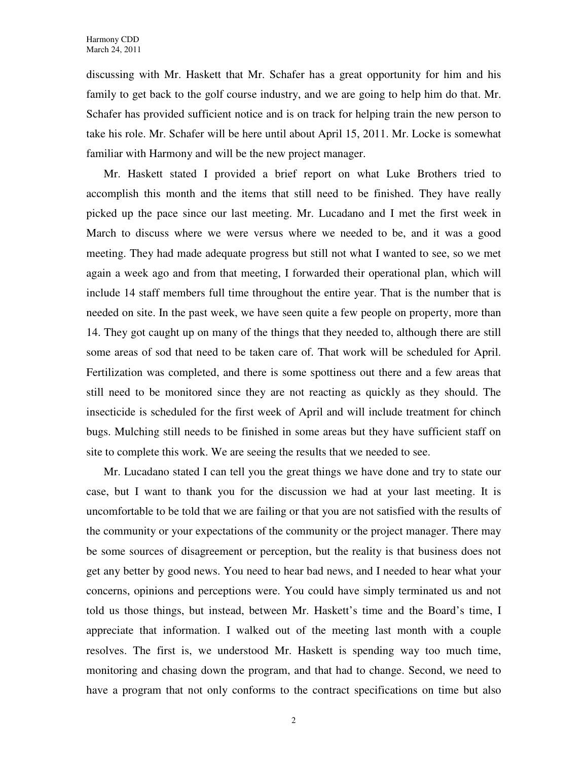discussing with Mr. Haskett that Mr. Schafer has a great opportunity for him and his family to get back to the golf course industry, and we are going to help him do that. Mr. Schafer has provided sufficient notice and is on track for helping train the new person to take his role. Mr. Schafer will be here until about April 15, 2011. Mr. Locke is somewhat familiar with Harmony and will be the new project manager.

Mr. Haskett stated I provided a brief report on what Luke Brothers tried to accomplish this month and the items that still need to be finished. They have really picked up the pace since our last meeting. Mr. Lucadano and I met the first week in March to discuss where we were versus where we needed to be, and it was a good meeting. They had made adequate progress but still not what I wanted to see, so we met again a week ago and from that meeting, I forwarded their operational plan, which will include 14 staff members full time throughout the entire year. That is the number that is needed on site. In the past week, we have seen quite a few people on property, more than 14. They got caught up on many of the things that they needed to, although there are still some areas of sod that need to be taken care of. That work will be scheduled for April. Fertilization was completed, and there is some spottiness out there and a few areas that still need to be monitored since they are not reacting as quickly as they should. The insecticide is scheduled for the first week of April and will include treatment for chinch bugs. Mulching still needs to be finished in some areas but they have sufficient staff on site to complete this work. We are seeing the results that we needed to see.

Mr. Lucadano stated I can tell you the great things we have done and try to state our case, but I want to thank you for the discussion we had at your last meeting. It is uncomfortable to be told that we are failing or that you are not satisfied with the results of the community or your expectations of the community or the project manager. There may be some sources of disagreement or perception, but the reality is that business does not get any better by good news. You need to hear bad news, and I needed to hear what your concerns, opinions and perceptions were. You could have simply terminated us and not told us those things, but instead, between Mr. Haskett's time and the Board's time, I appreciate that information. I walked out of the meeting last month with a couple resolves. The first is, we understood Mr. Haskett is spending way too much time, monitoring and chasing down the program, and that had to change. Second, we need to have a program that not only conforms to the contract specifications on time but also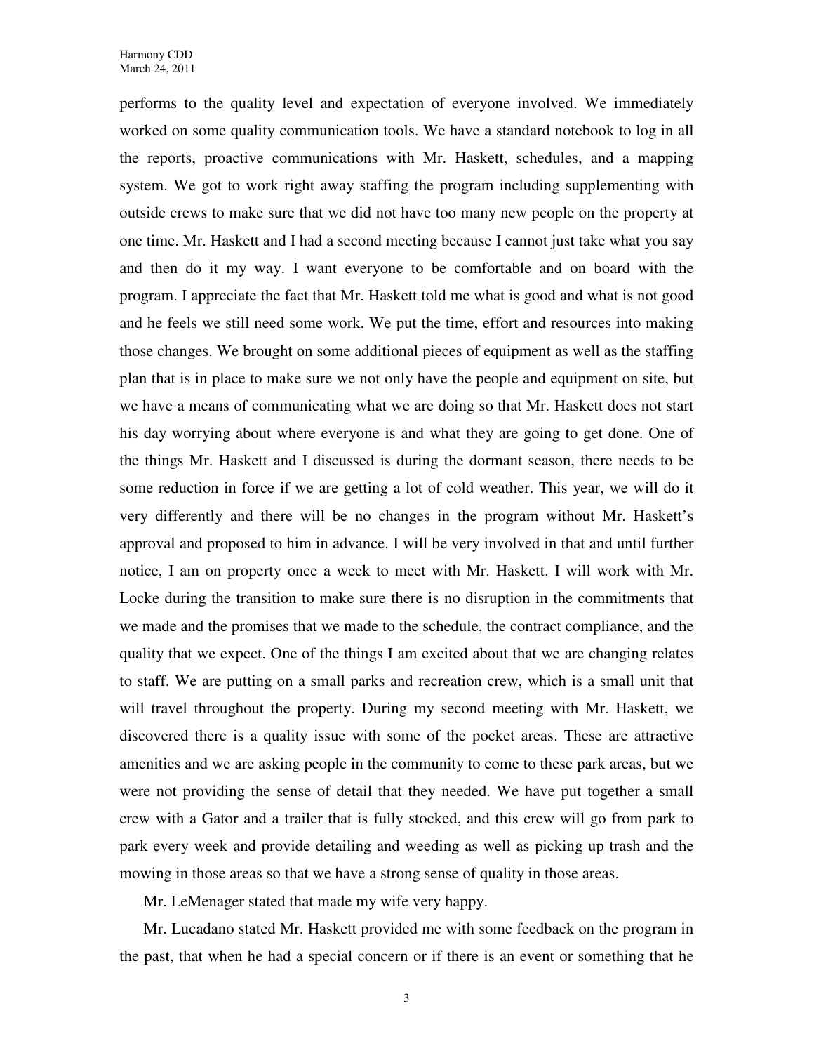performs to the quality level and expectation of everyone involved. We immediately worked on some quality communication tools. We have a standard notebook to log in all the reports, proactive communications with Mr. Haskett, schedules, and a mapping system. We got to work right away staffing the program including supplementing with outside crews to make sure that we did not have too many new people on the property at one time. Mr. Haskett and I had a second meeting because I cannot just take what you say and then do it my way. I want everyone to be comfortable and on board with the program. I appreciate the fact that Mr. Haskett told me what is good and what is not good and he feels we still need some work. We put the time, effort and resources into making those changes. We brought on some additional pieces of equipment as well as the staffing plan that is in place to make sure we not only have the people and equipment on site, but we have a means of communicating what we are doing so that Mr. Haskett does not start his day worrying about where everyone is and what they are going to get done. One of the things Mr. Haskett and I discussed is during the dormant season, there needs to be some reduction in force if we are getting a lot of cold weather. This year, we will do it very differently and there will be no changes in the program without Mr. Haskett's approval and proposed to him in advance. I will be very involved in that and until further notice, I am on property once a week to meet with Mr. Haskett. I will work with Mr. Locke during the transition to make sure there is no disruption in the commitments that we made and the promises that we made to the schedule, the contract compliance, and the quality that we expect. One of the things I am excited about that we are changing relates to staff. We are putting on a small parks and recreation crew, which is a small unit that will travel throughout the property. During my second meeting with Mr. Haskett, we discovered there is a quality issue with some of the pocket areas. These are attractive amenities and we are asking people in the community to come to these park areas, but we were not providing the sense of detail that they needed. We have put together a small crew with a Gator and a trailer that is fully stocked, and this crew will go from park to park every week and provide detailing and weeding as well as picking up trash and the mowing in those areas so that we have a strong sense of quality in those areas.

Mr. LeMenager stated that made my wife very happy.

Mr. Lucadano stated Mr. Haskett provided me with some feedback on the program in the past, that when he had a special concern or if there is an event or something that he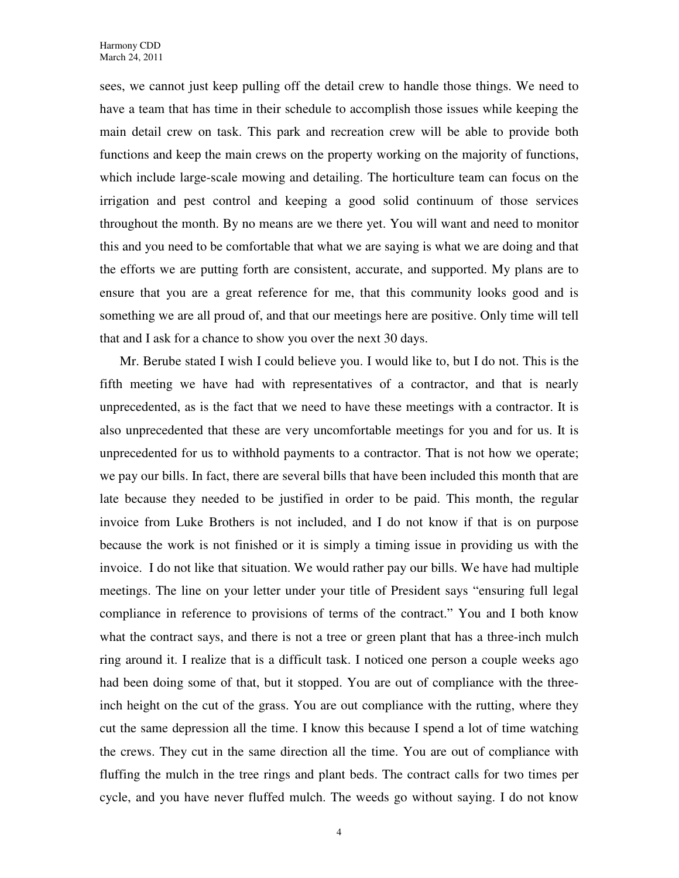sees, we cannot just keep pulling off the detail crew to handle those things. We need to have a team that has time in their schedule to accomplish those issues while keeping the main detail crew on task. This park and recreation crew will be able to provide both functions and keep the main crews on the property working on the majority of functions, which include large-scale mowing and detailing. The horticulture team can focus on the irrigation and pest control and keeping a good solid continuum of those services throughout the month. By no means are we there yet. You will want and need to monitor this and you need to be comfortable that what we are saying is what we are doing and that the efforts we are putting forth are consistent, accurate, and supported. My plans are to ensure that you are a great reference for me, that this community looks good and is something we are all proud of, and that our meetings here are positive. Only time will tell that and I ask for a chance to show you over the next 30 days.

Mr. Berube stated I wish I could believe you. I would like to, but I do not. This is the fifth meeting we have had with representatives of a contractor, and that is nearly unprecedented, as is the fact that we need to have these meetings with a contractor. It is also unprecedented that these are very uncomfortable meetings for you and for us. It is unprecedented for us to withhold payments to a contractor. That is not how we operate; we pay our bills. In fact, there are several bills that have been included this month that are late because they needed to be justified in order to be paid. This month, the regular invoice from Luke Brothers is not included, and I do not know if that is on purpose because the work is not finished or it is simply a timing issue in providing us with the invoice. I do not like that situation. We would rather pay our bills. We have had multiple meetings. The line on your letter under your title of President says "ensuring full legal compliance in reference to provisions of terms of the contract." You and I both know what the contract says, and there is not a tree or green plant that has a three-inch mulch ring around it. I realize that is a difficult task. I noticed one person a couple weeks ago had been doing some of that, but it stopped. You are out of compliance with the three-inch height on the cut of the grass. You are out compliance with the rutting, where they cut the same depression all the time. I know this because I spend a lot of time watching the crews. They cut in the same direction all the time. You are out of compliance with fluffing the mulch in the tree rings and plant beds. The contract calls for two times per cycle, and you have never fluffed mulch. The weeds go without saying. I do not know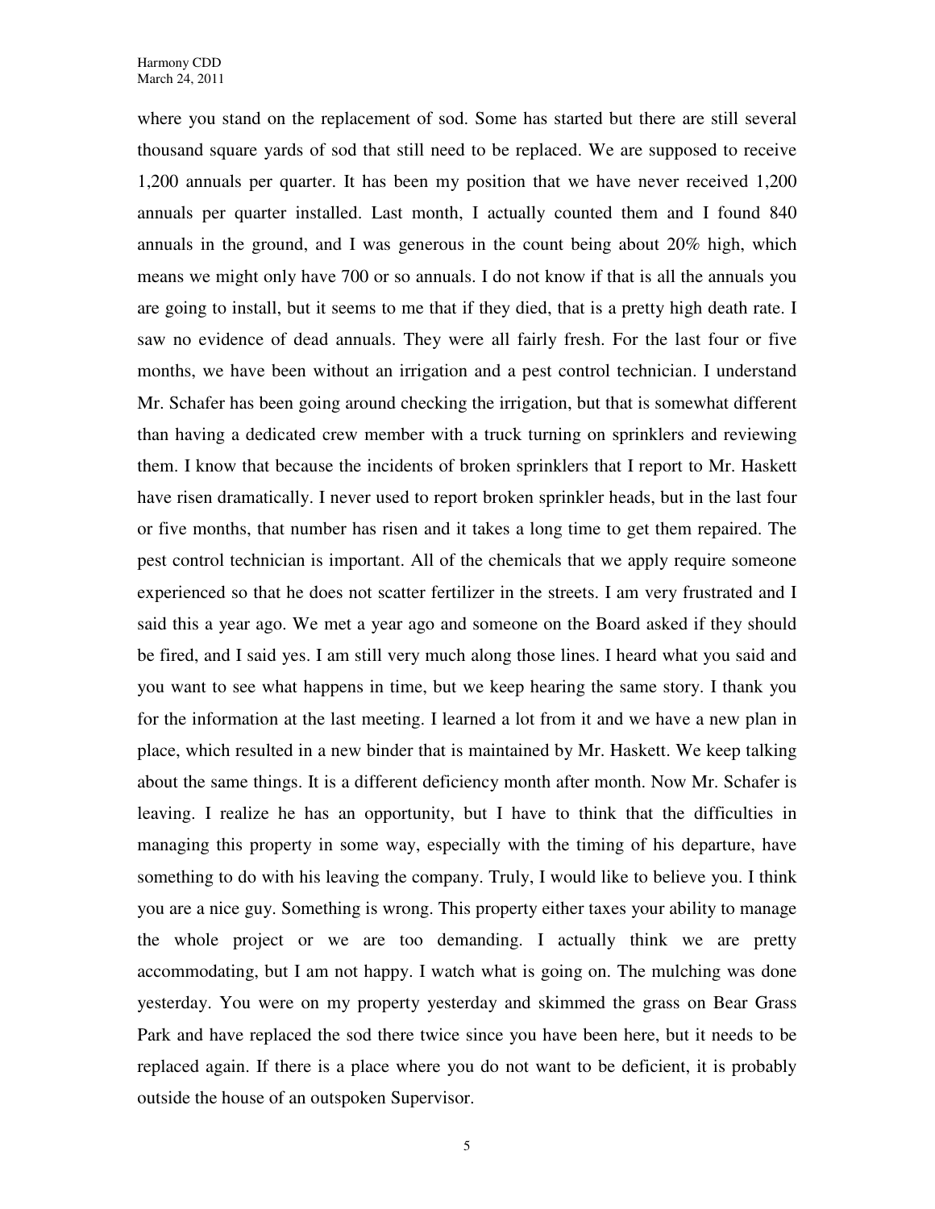where you stand on the replacement of sod. Some has started but there are still several thousand square yards of sod that still need to be replaced. We are supposed to receive 1,200 annuals per quarter. It has been my position that we have never received 1,200 annuals per quarter installed. Last month, I actually counted them and I found 840 annuals in the ground, and I was generous in the count being about 20% high, which means we might only have 700 or so annuals. I do not know if that is all the annuals you are going to install, but it seems to me that if they died, that is a pretty high death rate. I saw no evidence of dead annuals. They were all fairly fresh. For the last four or five months, we have been without an irrigation and a pest control technician. I understand Mr. Schafer has been going around checking the irrigation, but that is somewhat different than having a dedicated crew member with a truck turning on sprinklers and reviewing them. I know that because the incidents of broken sprinklers that I report to Mr. Haskett have risen dramatically. I never used to report broken sprinkler heads, but in the last four or five months, that number has risen and it takes a long time to get them repaired. The pest control technician is important. All of the chemicals that we apply require someone experienced so that he does not scatter fertilizer in the streets. I am very frustrated and I said this a year ago. We met a year ago and someone on the Board asked if they should be fired, and I said yes. I am still very much along those lines. I heard what you said and you want to see what happens in time, but we keep hearing the same story. I thank you for the information at the last meeting. I learned a lot from it and we have a new plan in place, which resulted in a new binder that is maintained by Mr. Haskett. We keep talking about the same things. It is a different deficiency month after month. Now Mr. Schafer is leaving. I realize he has an opportunity, but I have to think that the difficulties in managing this property in some way, especially with the timing of his departure, have something to do with his leaving the company. Truly, I would like to believe you. I think you are a nice guy. Something is wrong. This property either taxes your ability to manage the whole project or we are too demanding. I actually think we are pretty accommodating, but I am not happy. I watch what is going on. The mulching was done yesterday. You were on my property yesterday and skimmed the grass on Bear Grass Park and have replaced the sod there twice since you have been here, but it needs to be replaced again. If there is a place where you do not want to be deficient, it is probably outside the house of an outspoken Supervisor.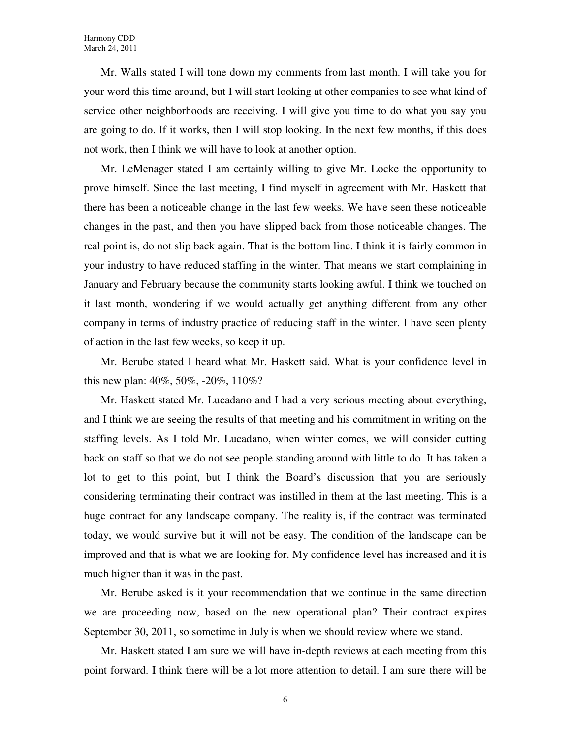Mr. Walls stated I will tone down my comments from last month. I will take you for your word this time around, but I will start looking at other companies to see what kind of service other neighborhoods are receiving. I will give you time to do what you say you are going to do. If it works, then I will stop looking. In the next few months, if this does not work, then I think we will have to look at another option.

Mr. LeMenager stated I am certainly willing to give Mr. Locke the opportunity to prove himself. Since the last meeting, I find myself in agreement with Mr. Haskett that there has been a noticeable change in the last few weeks. We have seen these noticeable changes in the past, and then you have slipped back from those noticeable changes. The real point is, do not slip back again. That is the bottom line. I think it is fairly common in your industry to have reduced staffing in the winter. That means we start complaining in January and February because the community starts looking awful. I think we touched on it last month, wondering if we would actually get anything different from any other company in terms of industry practice of reducing staff in the winter. I have seen plenty of action in the last few weeks, so keep it up.

Mr. Berube stated I heard what Mr. Haskett said. What is your confidence level in this new plan: 40%, 50%, -20%, 110%?

Mr. Haskett stated Mr. Lucadano and I had a very serious meeting about everything, and I think we are seeing the results of that meeting and his commitment in writing on the staffing levels. As I told Mr. Lucadano, when winter comes, we will consider cutting back on staff so that we do not see people standing around with little to do. It has taken a lot to get to this point, but I think the Board's discussion that you are seriously considering terminating their contract was instilled in them at the last meeting. This is a huge contract for any landscape company. The reality is, if the contract was terminated today, we would survive but it will not be easy. The condition of the landscape can be improved and that is what we are looking for. My confidence level has increased and it is much higher than it was in the past.

Mr. Berube asked is it your recommendation that we continue in the same direction we are proceeding now, based on the new operational plan? Their contract expires September 30, 2011, so sometime in July is when we should review where we stand.

Mr. Haskett stated I am sure we will have in-depth reviews at each meeting from this point forward. I think there will be a lot more attention to detail. I am sure there will be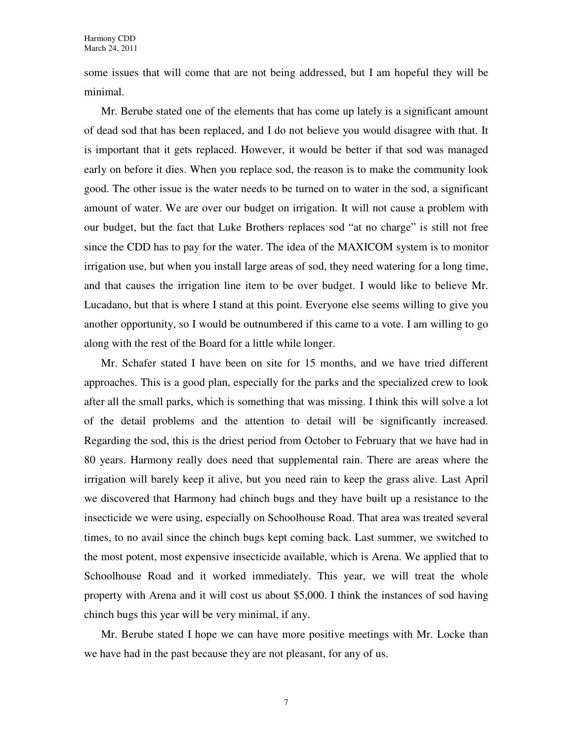some issues that will come that are not being addressed, but I am hopeful they will be minimal.

Mr. Berube stated one of the elements that has come up lately is a significant amount of dead sod that has been replaced, and I do not believe you would disagree with that. It is important that it gets replaced. However, it would be better if that sod was managed early on before it dies. When you replace sod, the reason is to make the community look good. The other issue is the water needs to be turned on to water in the sod, a significant amount of water. We are over our budget on irrigation. It will not cause a problem with our budget, but the fact that Luke Brothers replaces sod "at no charge" is still not free since the CDD has to pay for the water. The idea of the MAXICOM system is to monitor irrigation use, but when you install large areas of sod, they need watering for a long time, and that causes the irrigation line item to be over budget. I would like to believe Mr. Lucadano, but that is where I stand at this point. Everyone else seems willing to give you another opportunity, so I would be outnumbered if this came to a vote. I am willing to go along with the rest of the Board for a little while longer.

Mr. Schafer stated I have been on site for 15 months, and we have tried different approaches. This is a good plan, especially for the parks and the specialized crew to look after all the small parks, which is something that was missing. I think this will solve a lot of the detail problems and the attention to detail will be significantly increased. Regarding the sod, this is the driest period from October to February that we have had in 80 years. Harmony really does need that supplemental rain. There are areas where the irrigation will barely keep it alive, but you need rain to keep the grass alive. Last April we discovered that Harmony had chinch bugs and they have built up a resistance to the insecticide we were using, especially on Schoolhouse Road. That area was treated several times, to no avail since the chinch bugs kept coming back. Last summer, we switched to the most potent, most expensive insecticide available, which is Arena. We applied that to Schoolhouse Road and it worked immediately. This year, we will treat the whole property with Arena and it will cost us about $5,000. I think the instances of sod having chinch bugs this year will be very minimal, if any.

Mr. Berube stated I hope we can have more positive meetings with Mr. Locke than we have had in the past because they are not pleasant, for any of us.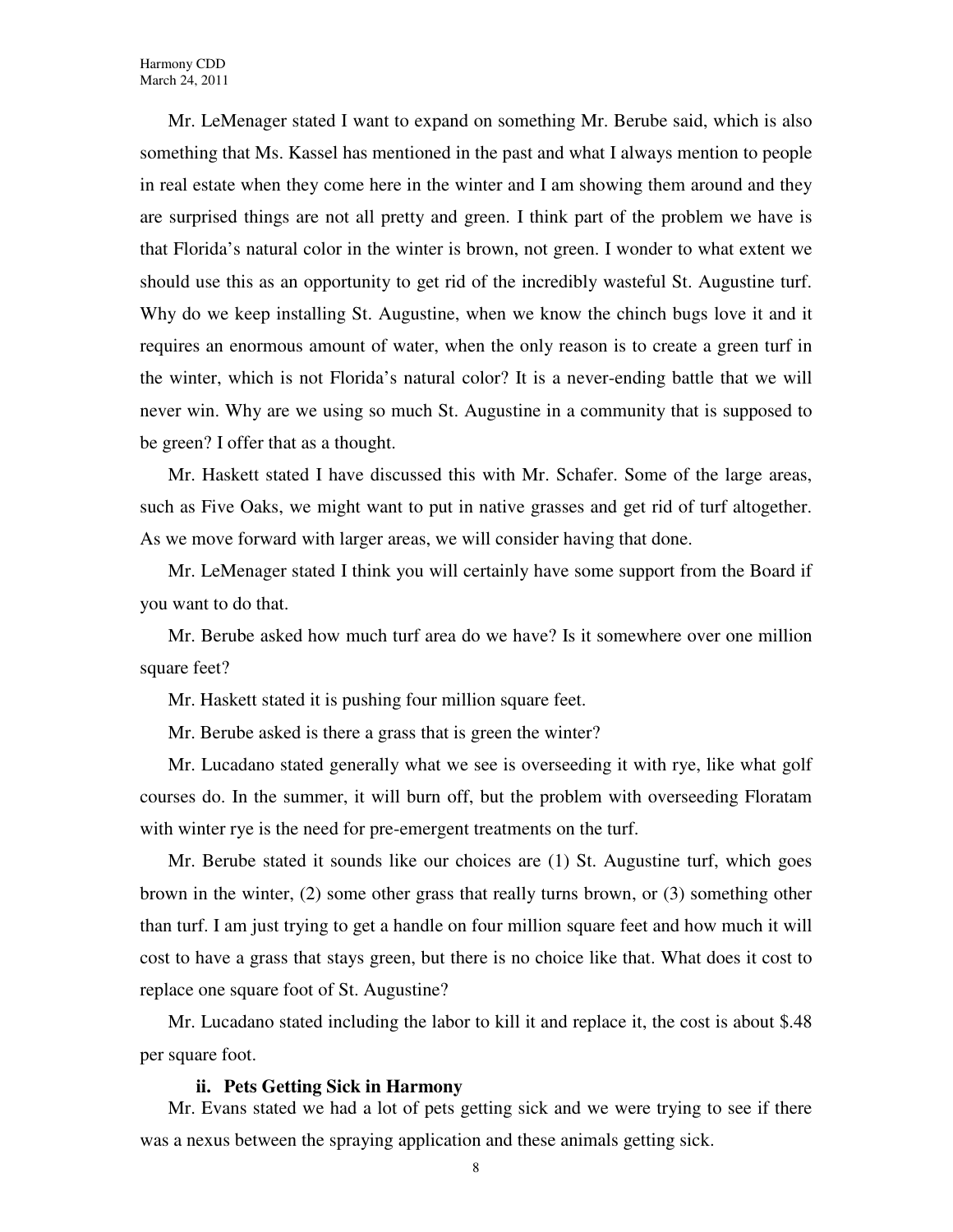Mr. LeMenager stated I want to expand on something Mr. Berube said, which is also something that Ms. Kassel has mentioned in the past and what I always mention to people in real estate when they come here in the winter and I am showing them around and they are surprised things are not all pretty and green. I think part of the problem we have is that Florida's natural color in the winter is brown, not green. I wonder to what extent we should use this as an opportunity to get rid of the incredibly wasteful St. Augustine turf. Why do we keep installing St. Augustine, when we know the chinch bugs love it and it requires an enormous amount of water, when the only reason is to create a green turf in the winter, which is not Florida's natural color? It is a never-ending battle that we will never win. Why are we using so much St. Augustine in a community that is supposed to be green? I offer that as a thought.

Mr. Haskett stated I have discussed this with Mr. Schafer. Some of the large areas, such as Five Oaks, we might want to put in native grasses and get rid of turf altogether. As we move forward with larger areas, we will consider having that done.

Mr. LeMenager stated I think you will certainly have some support from the Board if you want to do that.

Mr. Berube asked how much turf area do we have? Is it somewhere over one million square feet?

Mr. Haskett stated it is pushing four million square feet.

Mr. Berube asked is there a grass that is green the winter?

Mr. Lucadano stated generally what we see is overseeding it with rye, like what golf courses do. In the summer, it will burn off, but the problem with overseeding Floratam with winter rye is the need for pre-emergent treatments on the turf.

Mr. Berube stated it sounds like our choices are (1) St. Augustine turf, which goes brown in the winter, (2) some other grass that really turns brown, or (3) something other than turf. I am just trying to get a handle on four million square feet and how much it will cost to have a grass that stays green, but there is no choice like that. What does it cost to replace one square foot of St. Augustine?

Mr. Lucadano stated including the labor to kill it and replace it, the cost is about $.48 per square foot.

### ii. Pets Getting Sick in Harmony

Mr. Evans stated we had a lot of pets getting sick and we were trying to see if there was a nexus between the spraying application and these animals getting sick.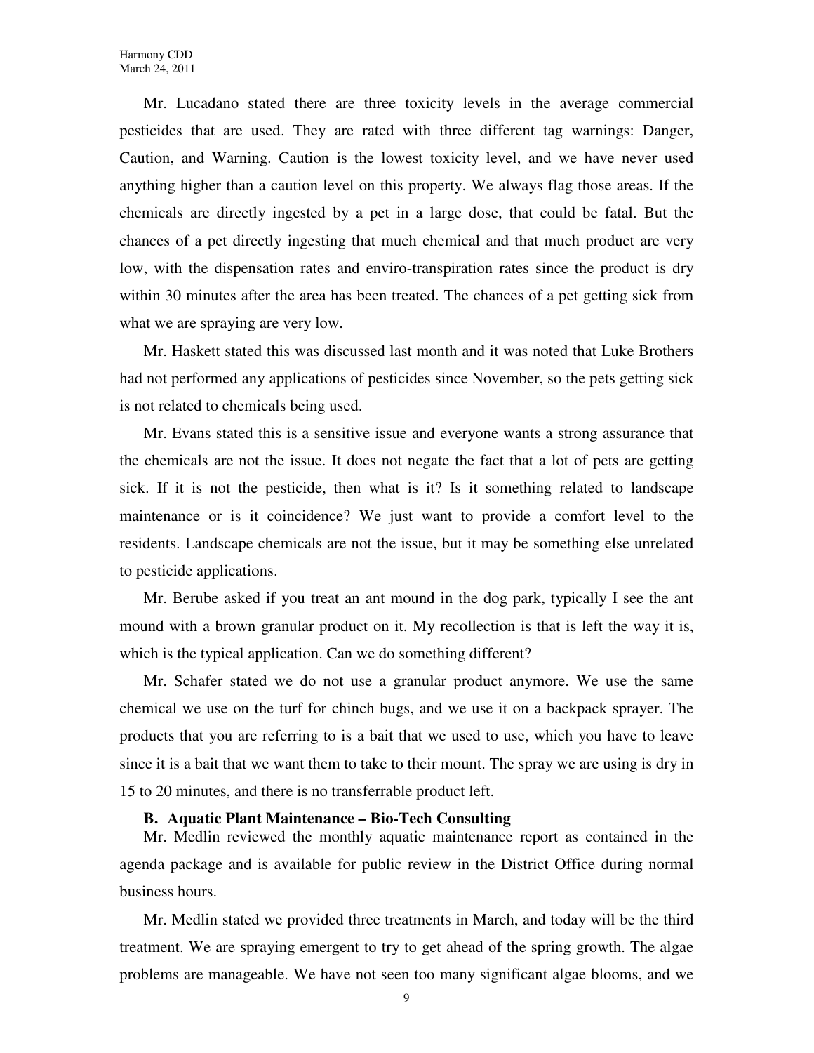Mr. Lucadano stated there are three toxicity levels in the average commercial pesticides that are used. They are rated with three different tag warnings: Danger, Caution, and Warning. Caution is the lowest toxicity level, and we have never used anything higher than a caution level on this property. We always flag those areas. If the chemicals are directly ingested by a pet in a large dose, that could be fatal. But the chances of a pet directly ingesting that much chemical and that much product are very low, with the dispensation rates and enviro-transpiration rates since the product is dry within 30 minutes after the area has been treated. The chances of a pet getting sick from what we are spraying are very low.

Mr. Haskett stated this was discussed last month and it was noted that Luke Brothers had not performed any applications of pesticides since November, so the pets getting sick is not related to chemicals being used.

Mr. Evans stated this is a sensitive issue and everyone wants a strong assurance that the chemicals are not the issue. It does not negate the fact that a lot of pets are getting sick. If it is not the pesticide, then what is it? Is it something related to landscape maintenance or is it coincidence? We just want to provide a comfort level to the residents. Landscape chemicals are not the issue, but it may be something else unrelated to pesticide applications.

Mr. Berube asked if you treat an ant mound in the dog park, typically I see the ant mound with a brown granular product on it. My recollection is that is left the way it is, which is the typical application. Can we do something different?

Mr. Schafer stated we do not use a granular product anymore. We use the same chemical we use on the turf for chinch bugs, and we use it on a backpack sprayer. The products that you are referring to is a bait that we used to use, which you have to leave since it is a bait that we want them to take to their mount. The spray we are using is dry in 15 to 20 minutes, and there is no transferrable product left.

**B. Aquatic Plant Maintenance – Bio-Tech Consulting**

Mr. Medlin reviewed the monthly aquatic maintenance report as contained in the agenda package and is available for public review in the District Office during normal business hours.

Mr. Medlin stated we provided three treatments in March, and today will be the third treatment. We are spraying emergent to try to get ahead of the spring growth. The algae problems are manageable. We have not seen too many significant algae blooms, and we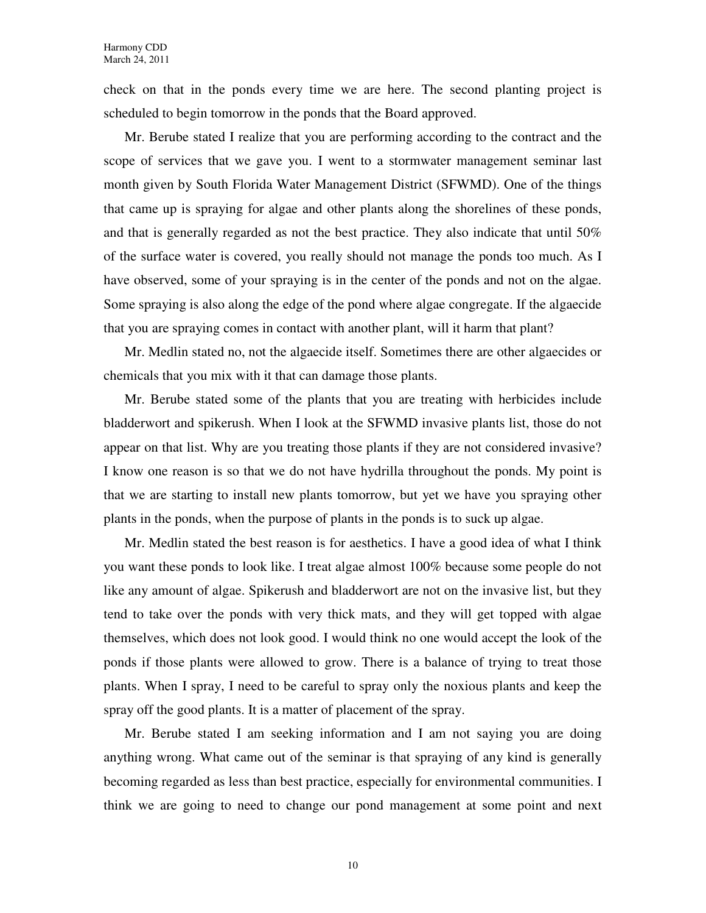check on that in the ponds every time we are here. The second planting project is scheduled to begin tomorrow in the ponds that the Board approved.

Mr. Berube stated I realize that you are performing according to the contract and the scope of services that we gave you. I went to a stormwater management seminar last month given by South Florida Water Management District (SFWMD). One of the things that came up is spraying for algae and other plants along the shorelines of these ponds, and that is generally regarded as not the best practice. They also indicate that until 50% of the surface water is covered, you really should not manage the ponds too much. As I have observed, some of your spraying is in the center of the ponds and not on the algae. Some spraying is also along the edge of the pond where algae congregate. If the algaecide that you are spraying comes in contact with another plant, will it harm that plant?

Mr. Medlin stated no, not the algaecide itself. Sometimes there are other algaecides or chemicals that you mix with it that can damage those plants.

Mr. Berube stated some of the plants that you are treating with herbicides include bladderwort and spikerush. When I look at the SFWMD invasive plants list, those do not appear on that list. Why are you treating those plants if they are not considered invasive? I know one reason is so that we do not have hydrilla throughout the ponds. My point is that we are starting to install new plants tomorrow, but yet we have you spraying other plants in the ponds, when the purpose of plants in the ponds is to suck up algae.

Mr. Medlin stated the best reason is for aesthetics. I have a good idea of what I think you want these ponds to look like. I treat algae almost 100% because some people do not like any amount of algae. Spikerush and bladderwort are not on the invasive list, but they tend to take over the ponds with very thick mats, and they will get topped with algae themselves, which does not look good. I would think no one would accept the look of the ponds if those plants were allowed to grow. There is a balance of trying to treat those plants. When I spray, I need to be careful to spray only the noxious plants and keep the spray off the good plants. It is a matter of placement of the spray.

Mr. Berube stated I am seeking information and I am not saying you are doing anything wrong. What came out of the seminar is that spraying of any kind is generally becoming regarded as less than best practice, especially for environmental communities. I think we are going to need to change our pond management at some point and next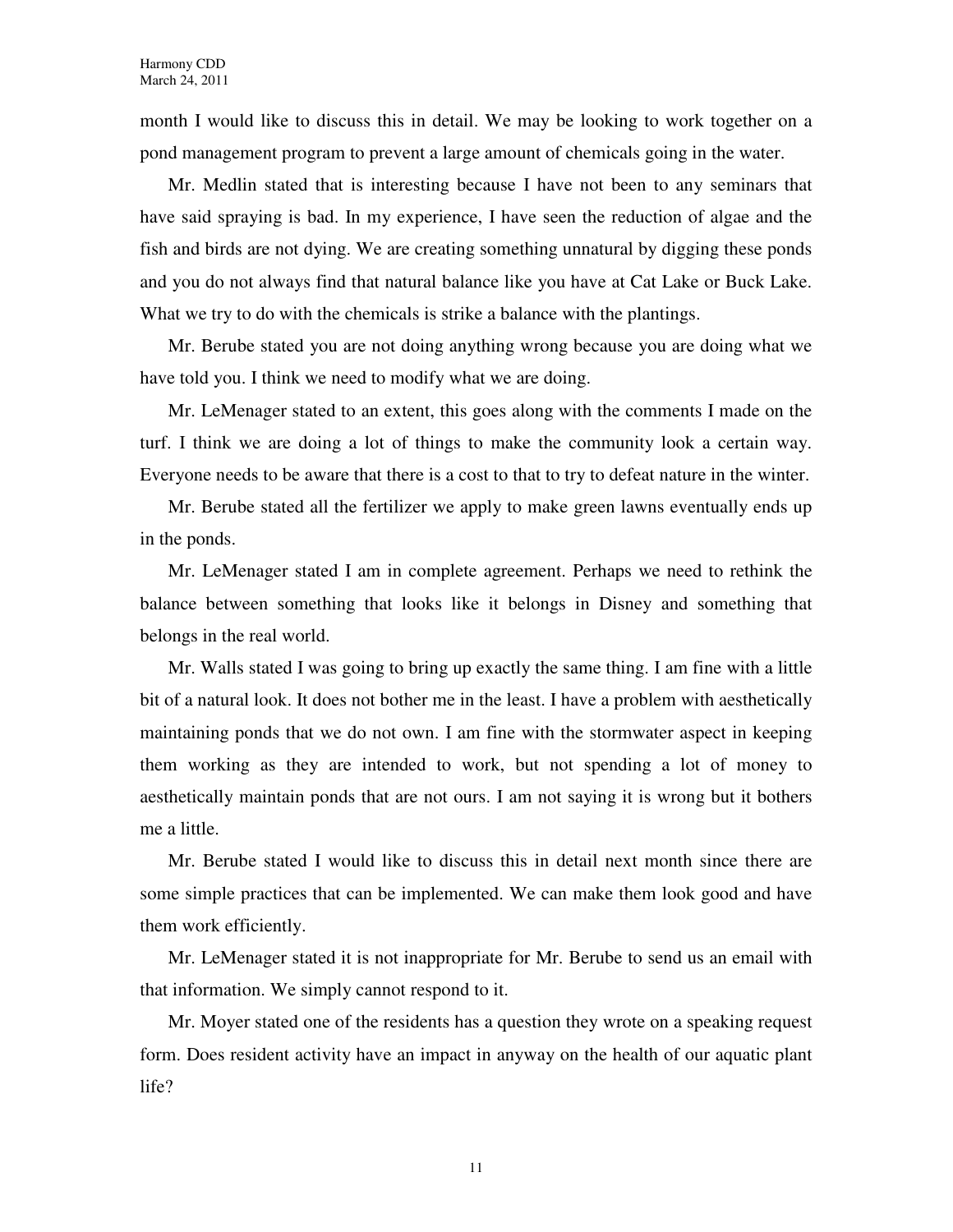month I would like to discuss this in detail. We may be looking to work together on a pond management program to prevent a large amount of chemicals going in the water.

Mr. Medlin stated that is interesting because I have not been to any seminars that have said spraying is bad. In my experience, I have seen the reduction of algae and the fish and birds are not dying. We are creating something unnatural by digging these ponds and you do not always find that natural balance like you have at Cat Lake or Buck Lake. What we try to do with the chemicals is strike a balance with the plantings.

Mr. Berube stated you are not doing anything wrong because you are doing what we have told you. I think we need to modify what we are doing.

Mr. LeMenager stated to an extent, this goes along with the comments I made on the turf. I think we are doing a lot of things to make the community look a certain way. Everyone needs to be aware that there is a cost to that to try to defeat nature in the winter.

Mr. Berube stated all the fertilizer we apply to make green lawns eventually ends up in the ponds.

Mr. LeMenager stated I am in complete agreement. Perhaps we need to rethink the balance between something that looks like it belongs in Disney and something that belongs in the real world.

Mr. Walls stated I was going to bring up exactly the same thing. I am fine with a little bit of a natural look. It does not bother me in the least. I have a problem with aesthetically maintaining ponds that we do not own. I am fine with the stormwater aspect in keeping them working as they are intended to work, but not spending a lot of money to aesthetically maintain ponds that are not ours. I am not saying it is wrong but it bothers me a little.

Mr. Berube stated I would like to discuss this in detail next month since there are some simple practices that can be implemented. We can make them look good and have them work efficiently.

Mr. LeMenager stated it is not inappropriate for Mr. Berube to send us an email with that information. We simply cannot respond to it.

Mr. Moyer stated one of the residents has a question they wrote on a speaking request form. Does resident activity have an impact in anyway on the health of our aquatic plant life?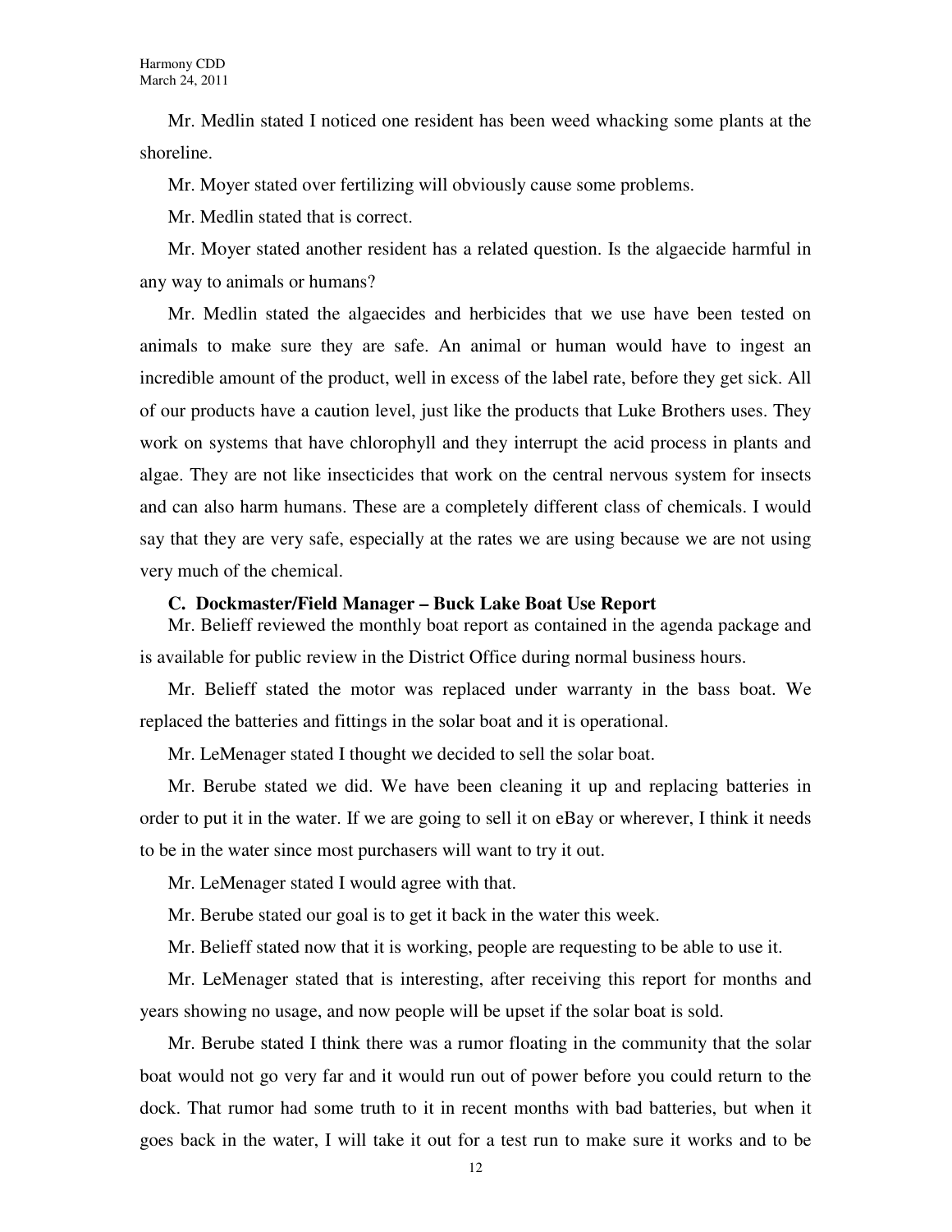Mr. Medlin stated I noticed one resident has been weed whacking some plants at the shoreline.

Mr. Moyer stated over fertilizing will obviously cause some problems.

Mr. Medlin stated that is correct.

Mr. Moyer stated another resident has a related question. Is the algaecide harmful in any way to animals or humans?

Mr. Medlin stated the algaecides and herbicides that we use have been tested on animals to make sure they are safe. An animal or human would have to ingest an incredible amount of the product, well in excess of the label rate, before they get sick. All of our products have a caution level, just like the products that Luke Brothers uses. They work on systems that have chlorophyll and they interrupt the acid process in plants and algae. They are not like insecticides that work on the central nervous system for insects and can also harm humans. These are a completely different class of chemicals. I would say that they are very safe, especially at the rates we are using because we are not using very much of the chemical.

**C. Dockmaster/Field Manager – Buck Lake Boat Use Report**

Mr. Belieff reviewed the monthly boat report as contained in the agenda package and is available for public review in the District Office during normal business hours.

Mr. Belieff stated the motor was replaced under warranty in the bass boat. We replaced the batteries and fittings in the solar boat and it is operational.

Mr. LeMenager stated I thought we decided to sell the solar boat.

Mr. Berube stated we did. We have been cleaning it up and replacing batteries in order to put it in the water. If we are going to sell it on eBay or wherever, I think it needs to be in the water since most purchasers will want to try it out.

Mr. LeMenager stated I would agree with that.

Mr. Berube stated our goal is to get it back in the water this week.

Mr. Belieff stated now that it is working, people are requesting to be able to use it.

Mr. LeMenager stated that is interesting, after receiving this report for months and years showing no usage, and now people will be upset if the solar boat is sold.

Mr. Berube stated I think there was a rumor floating in the community that the solar boat would not go very far and it would run out of power before you could return to the dock. That rumor had some truth to it in recent months with bad batteries, but when it goes back in the water, I will take it out for a test run to make sure it works and to be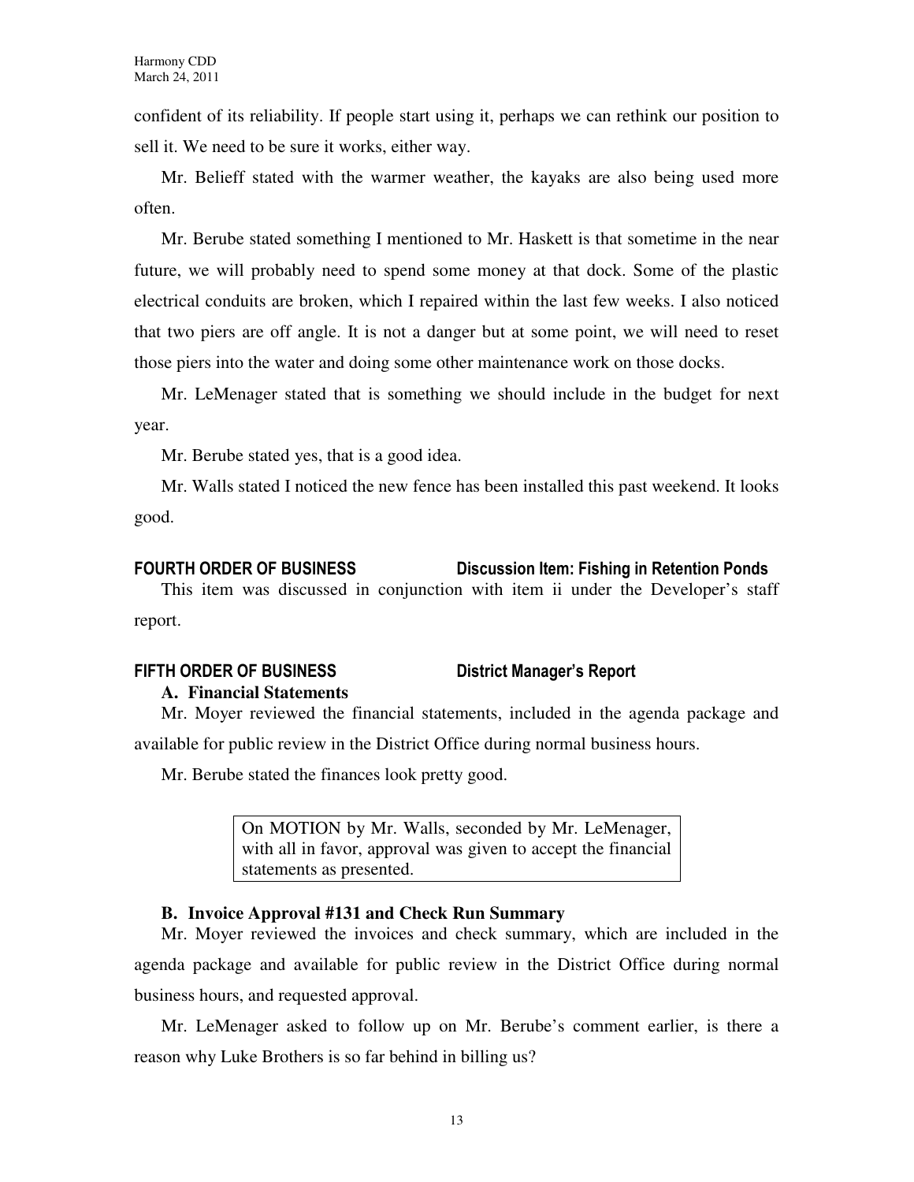confident of its reliability. If people start using it, perhaps we can rethink our position to sell it. We need to be sure it works, either way.

Mr. Belieff stated with the warmer weather, the kayaks are also being used more often.

Mr. Berube stated something I mentioned to Mr. Haskett is that sometime in the near future, we will probably need to spend some money at that dock. Some of the plastic electrical conduits are broken, which I repaired within the last few weeks. I also noticed that two piers are off angle. It is not a danger but at some point, we will need to reset those piers into the water and doing some other maintenance work on those docks.

Mr. LeMenager stated that is something we should include in the budget for next year.

Mr. Berube stated yes, that is a good idea.

Mr. Walls stated I noticed the new fence has been installed this past weekend. It looks good.

## FOURTH ORDER OF BUSINESS — Discussion Item: Fishing in Retention Ponds

This item was discussed in conjunction with item ii under the Developer's staff report.

## FIFTH ORDER OF BUSINESS — District Manager's Report

### A. Financial Statements

Mr. Moyer reviewed the financial statements, included in the agenda package and available for public review in the District Office during normal business hours.

Mr. Berube stated the finances look pretty good.

> On MOTION by Mr. Walls, seconded by Mr. LeMenager, with all in favor, approval was given to accept the financial statements as presented.

### B. Invoice Approval #131 and Check Run Summary

Mr. Moyer reviewed the invoices and check summary, which are included in the agenda package and available for public review in the District Office during normal business hours, and requested approval.

Mr. LeMenager asked to follow up on Mr. Berube's comment earlier, is there a reason why Luke Brothers is so far behind in billing us?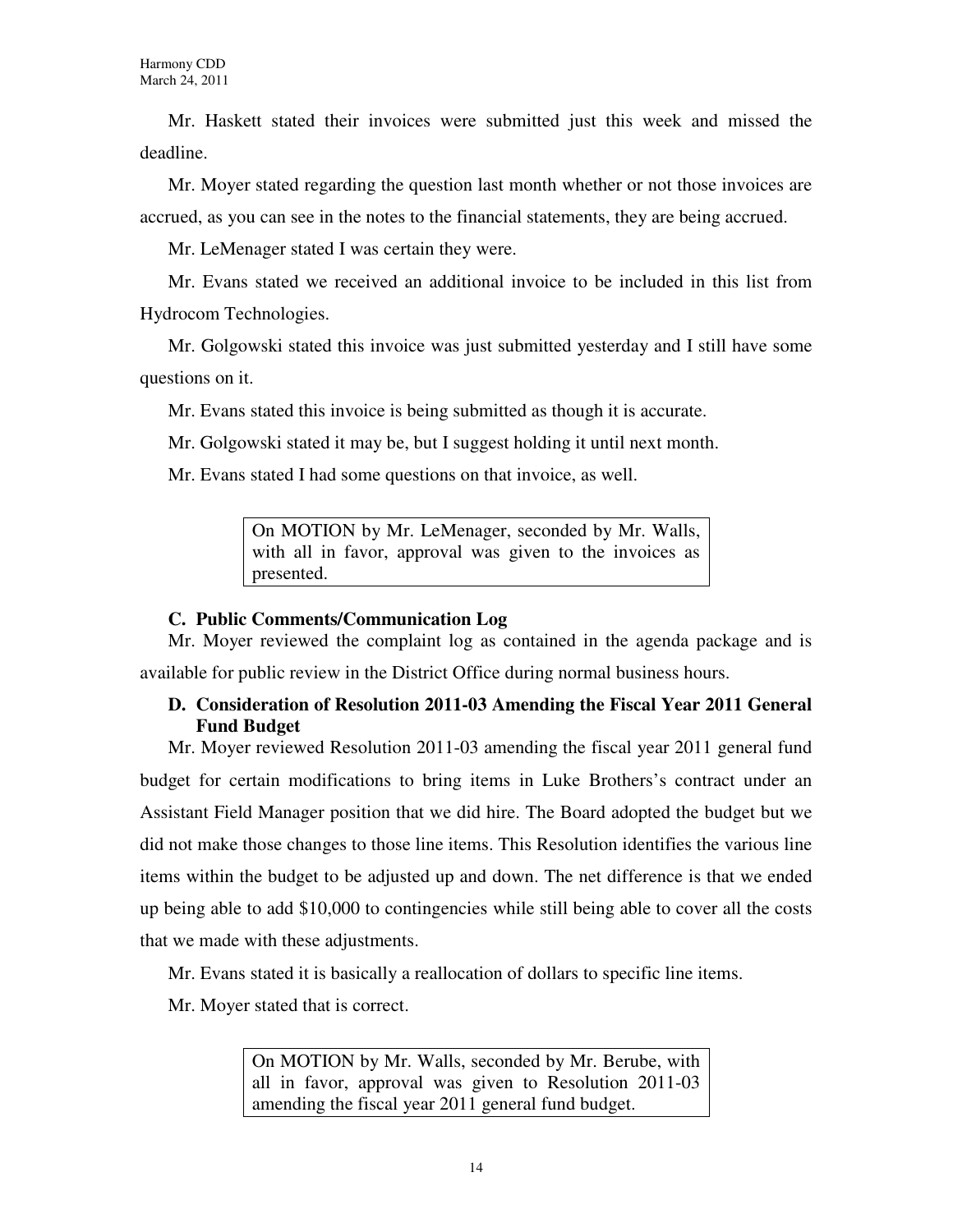Mr. Haskett stated their invoices were submitted just this week and missed the deadline.

Mr. Moyer stated regarding the question last month whether or not those invoices are accrued, as you can see in the notes to the financial statements, they are being accrued.

Mr. LeMenager stated I was certain they were.

Mr. Evans stated we received an additional invoice to be included in this list from Hydrocom Technologies.

Mr. Golgowski stated this invoice was just submitted yesterday and I still have some questions on it.

Mr. Evans stated this invoice is being submitted as though it is accurate.

Mr. Golgowski stated it may be, but I suggest holding it until next month.

Mr. Evans stated I had some questions on that invoice, as well.

> On MOTION by Mr. LeMenager, seconded by Mr. Walls, with all in favor, approval was given to the invoices as presented.

**C. Public Comments/Communication Log**

Mr. Moyer reviewed the complaint log as contained in the agenda package and is available for public review in the District Office during normal business hours.

**D. Consideration of Resolution 2011-03 Amending the Fiscal Year 2011 General Fund Budget**

Mr. Moyer reviewed Resolution 2011-03 amending the fiscal year 2011 general fund budget for certain modifications to bring items in Luke Brothers's contract under an Assistant Field Manager position that we did hire. The Board adopted the budget but we did not make those changes to those line items. This Resolution identifies the various line items within the budget to be adjusted up and down. The net difference is that we ended up being able to add $10,000 to contingencies while still being able to cover all the costs that we made with these adjustments.

Mr. Evans stated it is basically a reallocation of dollars to specific line items.

Mr. Moyer stated that is correct.

> On MOTION by Mr. Walls, seconded by Mr. Berube, with all in favor, approval was given to Resolution 2011-03 amending the fiscal year 2011 general fund budget.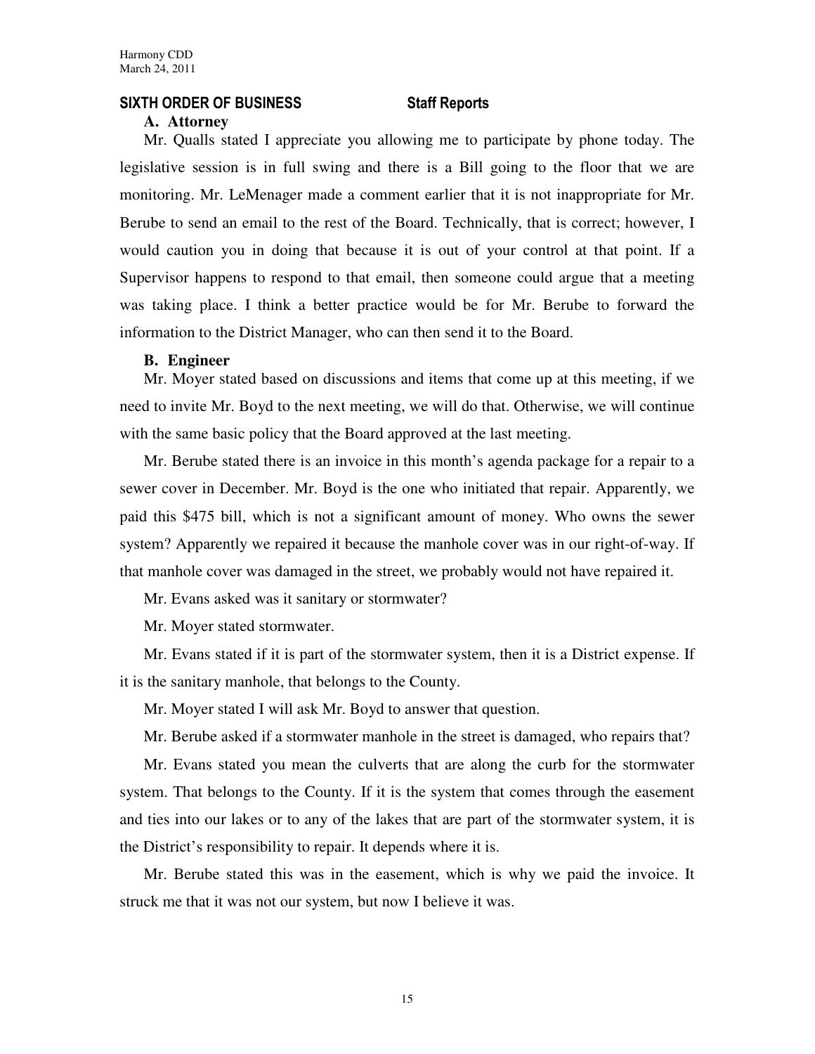## SIXTH ORDER OF BUSINESS Staff Reports

### A. Attorney

Mr. Qualls stated I appreciate you allowing me to participate by phone today. The legislative session is in full swing and there is a Bill going to the floor that we are monitoring. Mr. LeMenager made a comment earlier that it is not inappropriate for Mr. Berube to send an email to the rest of the Board. Technically, that is correct; however, I would caution you in doing that because it is out of your control at that point. If a Supervisor happens to respond to that email, then someone could argue that a meeting was taking place. I think a better practice would be for Mr. Berube to forward the information to the District Manager, who can then send it to the Board.

### B. Engineer

Mr. Moyer stated based on discussions and items that come up at this meeting, if we need to invite Mr. Boyd to the next meeting, we will do that. Otherwise, we will continue with the same basic policy that the Board approved at the last meeting.

Mr. Berube stated there is an invoice in this month's agenda package for a repair to a sewer cover in December. Mr. Boyd is the one who initiated that repair. Apparently, we paid this $475 bill, which is not a significant amount of money. Who owns the sewer system? Apparently we repaired it because the manhole cover was in our right-of-way. If that manhole cover was damaged in the street, we probably would not have repaired it.

Mr. Evans asked was it sanitary or stormwater?

Mr. Moyer stated stormwater.

Mr. Evans stated if it is part of the stormwater system, then it is a District expense. If it is the sanitary manhole, that belongs to the County.

Mr. Moyer stated I will ask Mr. Boyd to answer that question.

Mr. Berube asked if a stormwater manhole in the street is damaged, who repairs that?

Mr. Evans stated you mean the culverts that are along the curb for the stormwater system. That belongs to the County. If it is the system that comes through the easement and ties into our lakes or to any of the lakes that are part of the stormwater system, it is the District's responsibility to repair. It depends where it is.

Mr. Berube stated this was in the easement, which is why we paid the invoice. It struck me that it was not our system, but now I believe it was.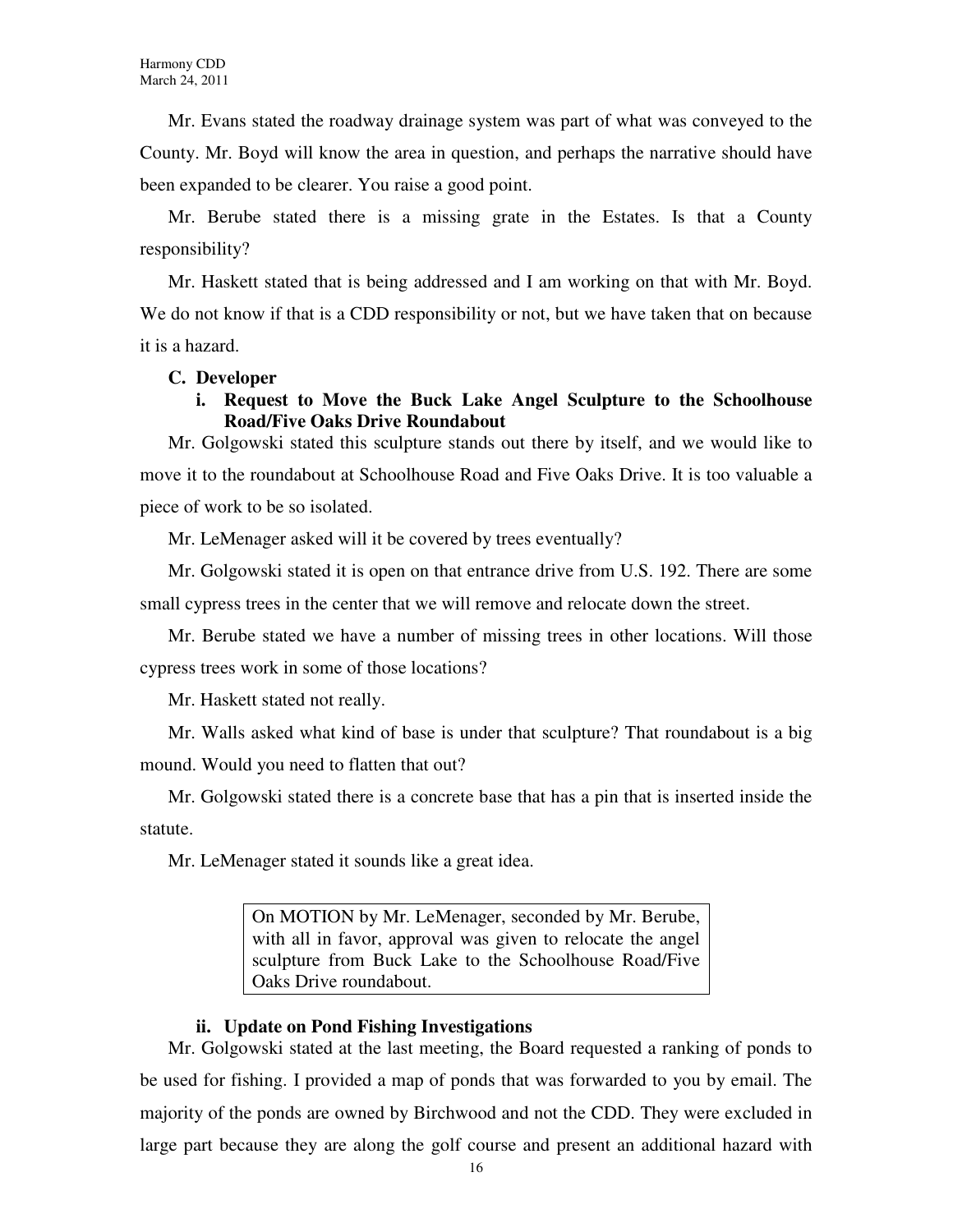Mr. Evans stated the roadway drainage system was part of what was conveyed to the County. Mr. Boyd will know the area in question, and perhaps the narrative should have been expanded to be clearer. You raise a good point.

Mr. Berube stated there is a missing grate in the Estates. Is that a County responsibility?

Mr. Haskett stated that is being addressed and I am working on that with Mr. Boyd. We do not know if that is a CDD responsibility or not, but we have taken that on because it is a hazard.

**C. Developer**

**i. Request to Move the Buck Lake Angel Sculpture to the Schoolhouse Road/Five Oaks Drive Roundabout**

Mr. Golgowski stated this sculpture stands out there by itself, and we would like to move it to the roundabout at Schoolhouse Road and Five Oaks Drive. It is too valuable a piece of work to be so isolated.

Mr. LeMenager asked will it be covered by trees eventually?

Mr. Golgowski stated it is open on that entrance drive from U.S. 192. There are some small cypress trees in the center that we will remove and relocate down the street.

Mr. Berube stated we have a number of missing trees in other locations. Will those cypress trees work in some of those locations?

Mr. Haskett stated not really.

Mr. Walls asked what kind of base is under that sculpture? That roundabout is a big mound. Would you need to flatten that out?

Mr. Golgowski stated there is a concrete base that has a pin that is inserted inside the statute.

Mr. LeMenager stated it sounds like a great idea.

> On MOTION by Mr. LeMenager, seconded by Mr. Berube, with all in favor, approval was given to relocate the angel sculpture from Buck Lake to the Schoolhouse Road/Five Oaks Drive roundabout.

**ii. Update on Pond Fishing Investigations**

Mr. Golgowski stated at the last meeting, the Board requested a ranking of ponds to be used for fishing. I provided a map of ponds that was forwarded to you by email. The majority of the ponds are owned by Birchwood and not the CDD. They were excluded in large part because they are along the golf course and present an additional hazard with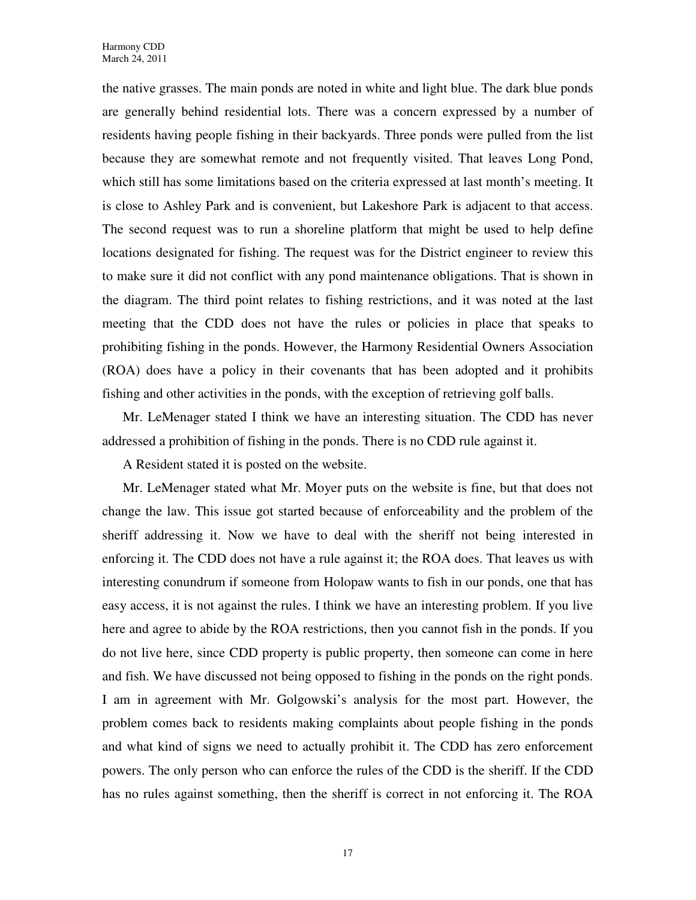the native grasses. The main ponds are noted in white and light blue. The dark blue ponds are generally behind residential lots. There was a concern expressed by a number of residents having people fishing in their backyards. Three ponds were pulled from the list because they are somewhat remote and not frequently visited. That leaves Long Pond, which still has some limitations based on the criteria expressed at last month's meeting. It is close to Ashley Park and is convenient, but Lakeshore Park is adjacent to that access. The second request was to run a shoreline platform that might be used to help define locations designated for fishing. The request was for the District engineer to review this to make sure it did not conflict with any pond maintenance obligations. That is shown in the diagram. The third point relates to fishing restrictions, and it was noted at the last meeting that the CDD does not have the rules or policies in place that speaks to prohibiting fishing in the ponds. However, the Harmony Residential Owners Association (ROA) does have a policy in their covenants that has been adopted and it prohibits fishing and other activities in the ponds, with the exception of retrieving golf balls.

Mr. LeMenager stated I think we have an interesting situation. The CDD has never addressed a prohibition of fishing in the ponds. There is no CDD rule against it.

A Resident stated it is posted on the website.

Mr. LeMenager stated what Mr. Moyer puts on the website is fine, but that does not change the law. This issue got started because of enforceability and the problem of the sheriff addressing it. Now we have to deal with the sheriff not being interested in enforcing it. The CDD does not have a rule against it; the ROA does. That leaves us with interesting conundrum if someone from Holopaw wants to fish in our ponds, one that has easy access, it is not against the rules. I think we have an interesting problem. If you live here and agree to abide by the ROA restrictions, then you cannot fish in the ponds. If you do not live here, since CDD property is public property, then someone can come in here and fish. We have discussed not being opposed to fishing in the ponds on the right ponds. I am in agreement with Mr. Golgowski's analysis for the most part. However, the problem comes back to residents making complaints about people fishing in the ponds and what kind of signs we need to actually prohibit it. The CDD has zero enforcement powers. The only person who can enforce the rules of the CDD is the sheriff. If the CDD has no rules against something, then the sheriff is correct in not enforcing it. The ROA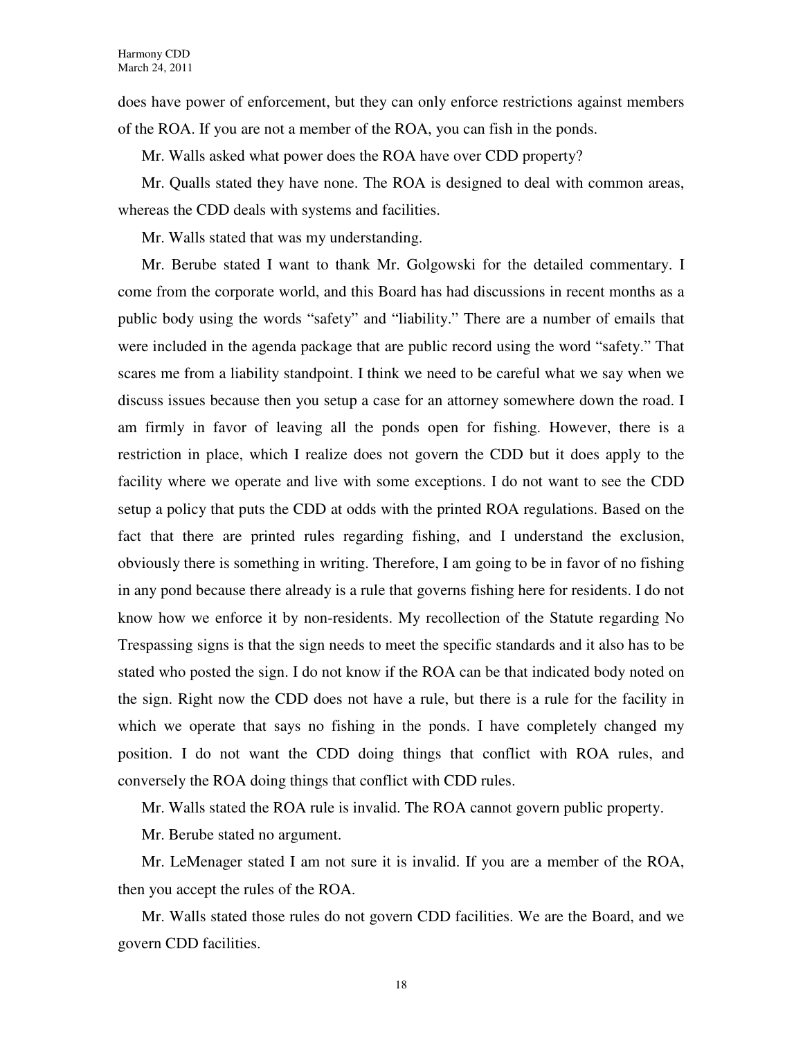does have power of enforcement, but they can only enforce restrictions against members of the ROA. If you are not a member of the ROA, you can fish in the ponds.

Mr. Walls asked what power does the ROA have over CDD property?

Mr. Qualls stated they have none. The ROA is designed to deal with common areas, whereas the CDD deals with systems and facilities.

Mr. Walls stated that was my understanding.

Mr. Berube stated I want to thank Mr. Golgowski for the detailed commentary. I come from the corporate world, and this Board has had discussions in recent months as a public body using the words "safety" and "liability." There are a number of emails that were included in the agenda package that are public record using the word "safety." That scares me from a liability standpoint. I think we need to be careful what we say when we discuss issues because then you setup a case for an attorney somewhere down the road. I am firmly in favor of leaving all the ponds open for fishing. However, there is a restriction in place, which I realize does not govern the CDD but it does apply to the facility where we operate and live with some exceptions. I do not want to see the CDD setup a policy that puts the CDD at odds with the printed ROA regulations. Based on the fact that there are printed rules regarding fishing, and I understand the exclusion, obviously there is something in writing. Therefore, I am going to be in favor of no fishing in any pond because there already is a rule that governs fishing here for residents. I do not know how we enforce it by non-residents. My recollection of the Statute regarding No Trespassing signs is that the sign needs to meet the specific standards and it also has to be stated who posted the sign. I do not know if the ROA can be that indicated body noted on the sign. Right now the CDD does not have a rule, but there is a rule for the facility in which we operate that says no fishing in the ponds. I have completely changed my position. I do not want the CDD doing things that conflict with ROA rules, and conversely the ROA doing things that conflict with CDD rules.

Mr. Walls stated the ROA rule is invalid. The ROA cannot govern public property.

Mr. Berube stated no argument.

Mr. LeMenager stated I am not sure it is invalid. If you are a member of the ROA, then you accept the rules of the ROA.

Mr. Walls stated those rules do not govern CDD facilities. We are the Board, and we govern CDD facilities.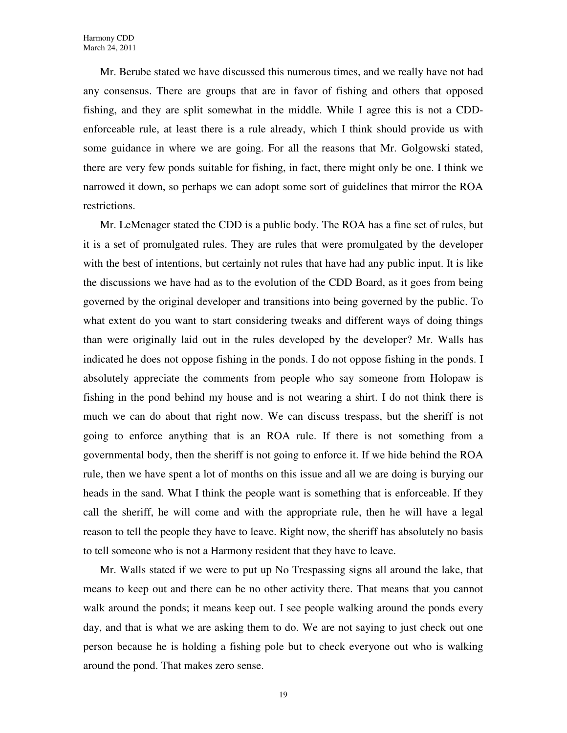Mr. Berube stated we have discussed this numerous times, and we really have not had any consensus. There are groups that are in favor of fishing and others that opposed fishing, and they are split somewhat in the middle. While I agree this is not a CDD-enforceable rule, at least there is a rule already, which I think should provide us with some guidance in where we are going. For all the reasons that Mr. Golgowski stated, there are very few ponds suitable for fishing, in fact, there might only be one. I think we narrowed it down, so perhaps we can adopt some sort of guidelines that mirror the ROA restrictions.

Mr. LeMenager stated the CDD is a public body. The ROA has a fine set of rules, but it is a set of promulgated rules. They are rules that were promulgated by the developer with the best of intentions, but certainly not rules that have had any public input. It is like the discussions we have had as to the evolution of the CDD Board, as it goes from being governed by the original developer and transitions into being governed by the public. To what extent do you want to start considering tweaks and different ways of doing things than were originally laid out in the rules developed by the developer? Mr. Walls has indicated he does not oppose fishing in the ponds. I do not oppose fishing in the ponds. I absolutely appreciate the comments from people who say someone from Holopaw is fishing in the pond behind my house and is not wearing a shirt. I do not think there is much we can do about that right now. We can discuss trespass, but the sheriff is not going to enforce anything that is an ROA rule. If there is not something from a governmental body, then the sheriff is not going to enforce it. If we hide behind the ROA rule, then we have spent a lot of months on this issue and all we are doing is burying our heads in the sand. What I think the people want is something that is enforceable. If they call the sheriff, he will come and with the appropriate rule, then he will have a legal reason to tell the people they have to leave. Right now, the sheriff has absolutely no basis to tell someone who is not a Harmony resident that they have to leave.

Mr. Walls stated if we were to put up No Trespassing signs all around the lake, that means to keep out and there can be no other activity there. That means that you cannot walk around the ponds; it means keep out. I see people walking around the ponds every day, and that is what we are asking them to do. We are not saying to just check out one person because he is holding a fishing pole but to check everyone out who is walking around the pond. That makes zero sense.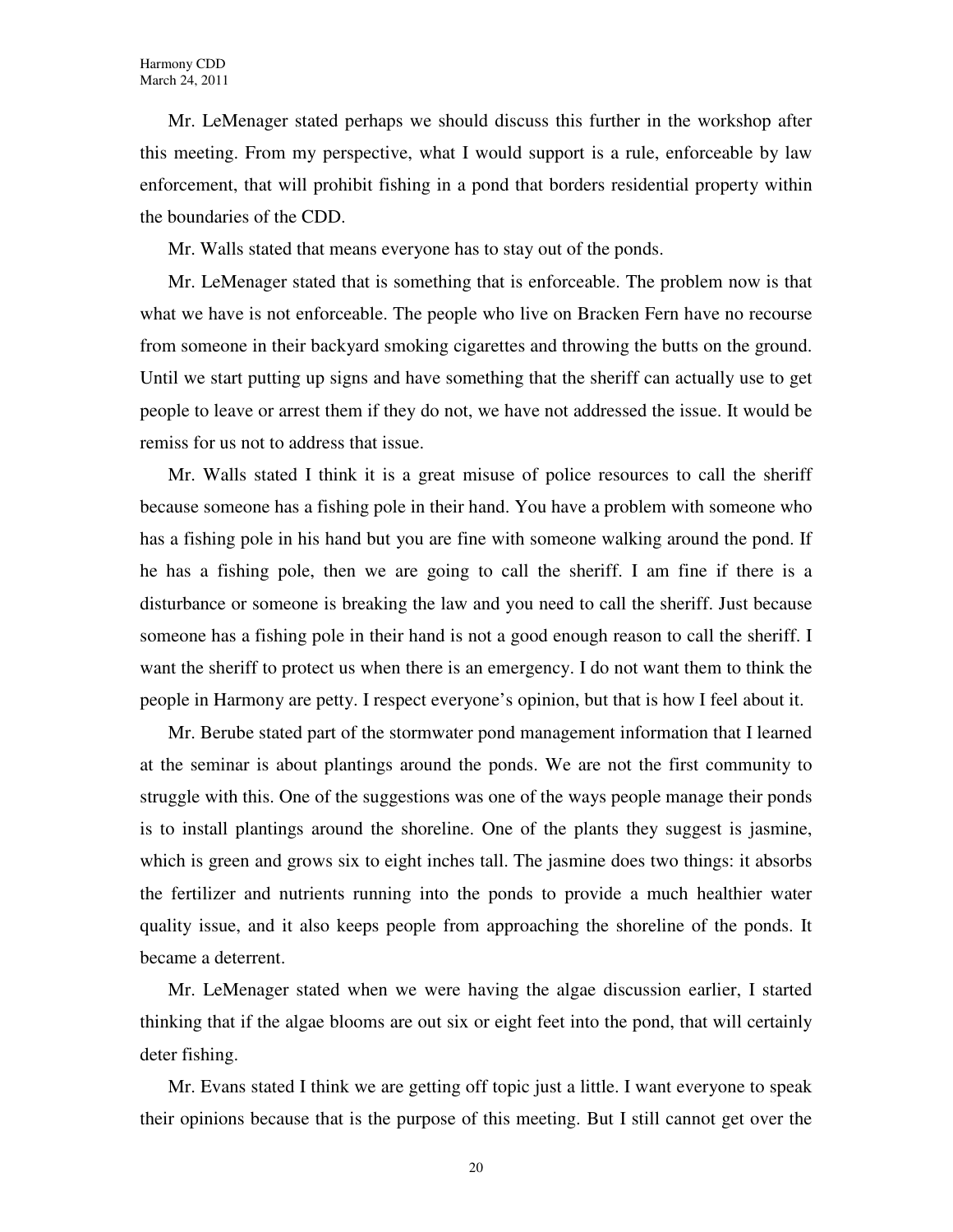Mr. LeMenager stated perhaps we should discuss this further in the workshop after this meeting. From my perspective, what I would support is a rule, enforceable by law enforcement, that will prohibit fishing in a pond that borders residential property within the boundaries of the CDD.

Mr. Walls stated that means everyone has to stay out of the ponds.

Mr. LeMenager stated that is something that is enforceable. The problem now is that what we have is not enforceable. The people who live on Bracken Fern have no recourse from someone in their backyard smoking cigarettes and throwing the butts on the ground. Until we start putting up signs and have something that the sheriff can actually use to get people to leave or arrest them if they do not, we have not addressed the issue. It would be remiss for us not to address that issue.

Mr. Walls stated I think it is a great misuse of police resources to call the sheriff because someone has a fishing pole in their hand. You have a problem with someone who has a fishing pole in his hand but you are fine with someone walking around the pond. If he has a fishing pole, then we are going to call the sheriff. I am fine if there is a disturbance or someone is breaking the law and you need to call the sheriff. Just because someone has a fishing pole in their hand is not a good enough reason to call the sheriff. I want the sheriff to protect us when there is an emergency. I do not want them to think the people in Harmony are petty. I respect everyone's opinion, but that is how I feel about it.

Mr. Berube stated part of the stormwater pond management information that I learned at the seminar is about plantings around the ponds. We are not the first community to struggle with this. One of the suggestions was one of the ways people manage their ponds is to install plantings around the shoreline. One of the plants they suggest is jasmine, which is green and grows six to eight inches tall. The jasmine does two things: it absorbs the fertilizer and nutrients running into the ponds to provide a much healthier water quality issue, and it also keeps people from approaching the shoreline of the ponds. It became a deterrent.

Mr. LeMenager stated when we were having the algae discussion earlier, I started thinking that if the algae blooms are out six or eight feet into the pond, that will certainly deter fishing.

Mr. Evans stated I think we are getting off topic just a little. I want everyone to speak their opinions because that is the purpose of this meeting. But I still cannot get over the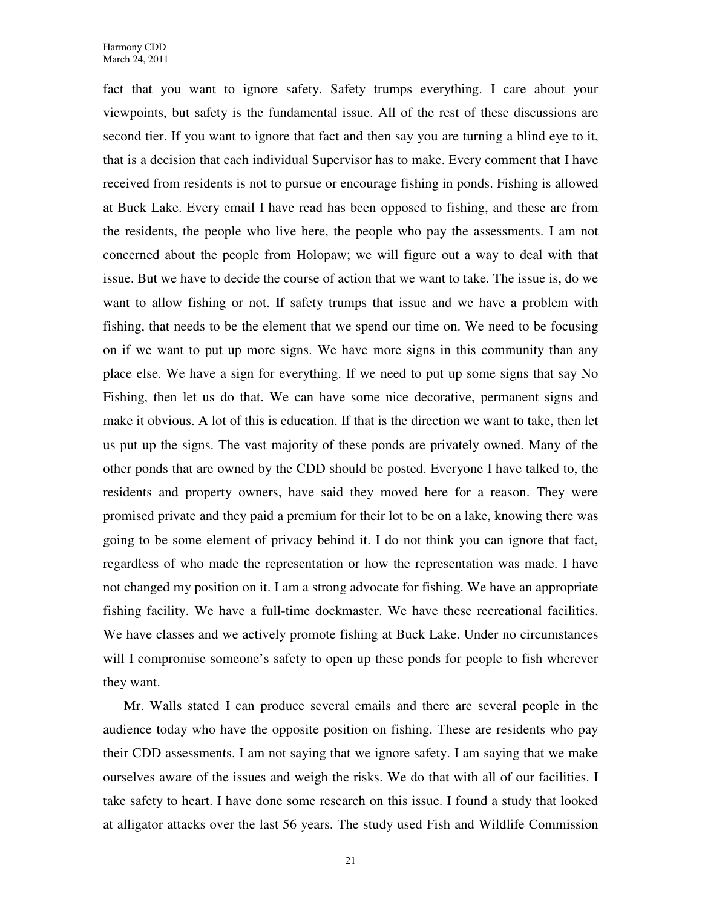fact that you want to ignore safety. Safety trumps everything. I care about your viewpoints, but safety is the fundamental issue. All of the rest of these discussions are second tier. If you want to ignore that fact and then say you are turning a blind eye to it, that is a decision that each individual Supervisor has to make. Every comment that I have received from residents is not to pursue or encourage fishing in ponds. Fishing is allowed at Buck Lake. Every email I have read has been opposed to fishing, and these are from the residents, the people who live here, the people who pay the assessments. I am not concerned about the people from Holopaw; we will figure out a way to deal with that issue. But we have to decide the course of action that we want to take. The issue is, do we want to allow fishing or not. If safety trumps that issue and we have a problem with fishing, that needs to be the element that we spend our time on. We need to be focusing on if we want to put up more signs. We have more signs in this community than any place else. We have a sign for everything. If we need to put up some signs that say No Fishing, then let us do that. We can have some nice decorative, permanent signs and make it obvious. A lot of this is education. If that is the direction we want to take, then let us put up the signs. The vast majority of these ponds are privately owned. Many of the other ponds that are owned by the CDD should be posted. Everyone I have talked to, the residents and property owners, have said they moved here for a reason. They were promised private and they paid a premium for their lot to be on a lake, knowing there was going to be some element of privacy behind it. I do not think you can ignore that fact, regardless of who made the representation or how the representation was made. I have not changed my position on it. I am a strong advocate for fishing. We have an appropriate fishing facility. We have a full-time dockmaster. We have these recreational facilities. We have classes and we actively promote fishing at Buck Lake. Under no circumstances will I compromise someone's safety to open up these ponds for people to fish wherever they want.

Mr. Walls stated I can produce several emails and there are several people in the audience today who have the opposite position on fishing. These are residents who pay their CDD assessments. I am not saying that we ignore safety. I am saying that we make ourselves aware of the issues and weigh the risks. We do that with all of our facilities. I take safety to heart. I have done some research on this issue. I found a study that looked at alligator attacks over the last 56 years. The study used Fish and Wildlife Commission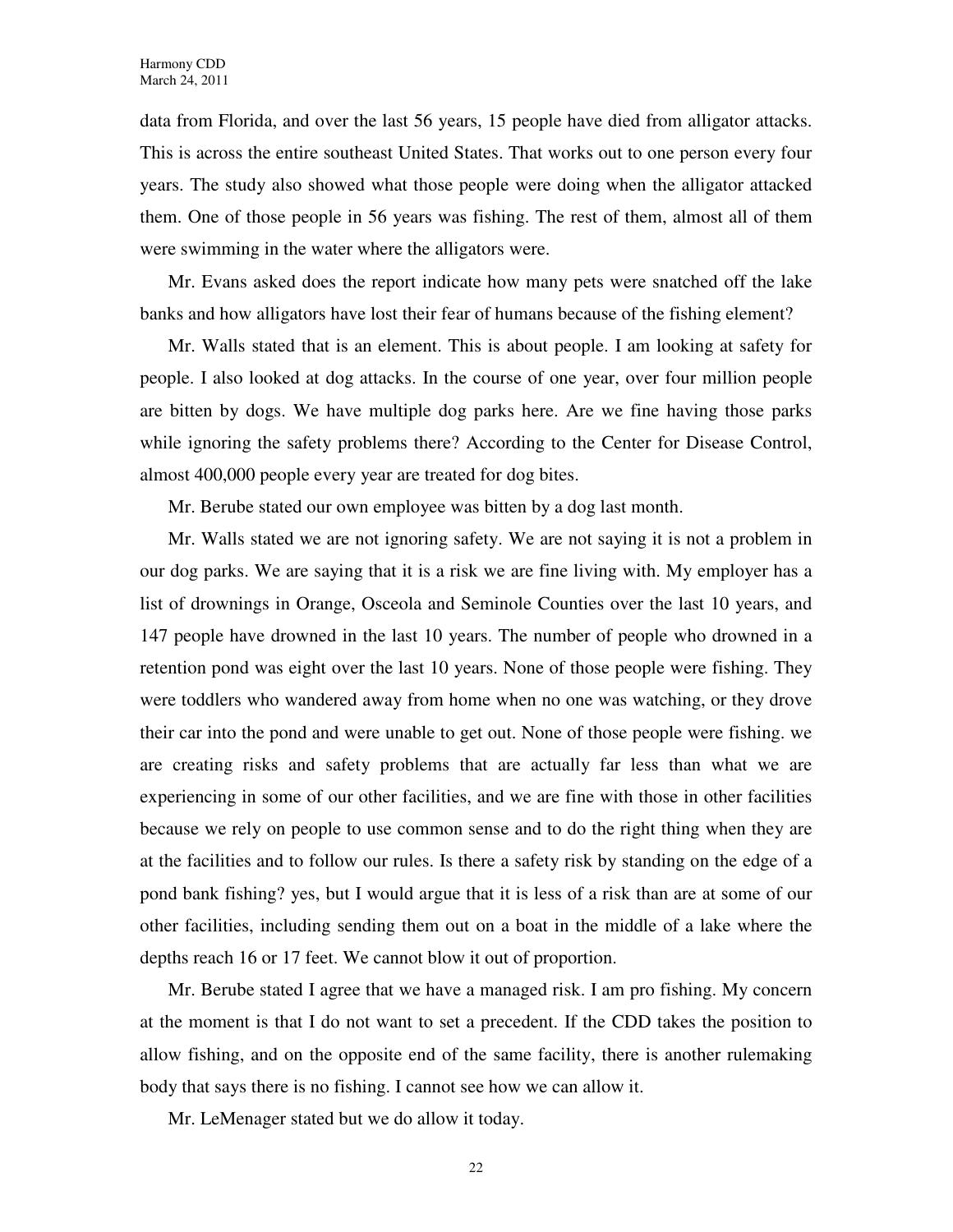data from Florida, and over the last 56 years, 15 people have died from alligator attacks. This is across the entire southeast United States. That works out to one person every four years. The study also showed what those people were doing when the alligator attacked them. One of those people in 56 years was fishing. The rest of them, almost all of them were swimming in the water where the alligators were.

Mr. Evans asked does the report indicate how many pets were snatched off the lake banks and how alligators have lost their fear of humans because of the fishing element?

Mr. Walls stated that is an element. This is about people. I am looking at safety for people. I also looked at dog attacks. In the course of one year, over four million people are bitten by dogs. We have multiple dog parks here. Are we fine having those parks while ignoring the safety problems there? According to the Center for Disease Control, almost 400,000 people every year are treated for dog bites.

Mr. Berube stated our own employee was bitten by a dog last month.

Mr. Walls stated we are not ignoring safety. We are not saying it is not a problem in our dog parks. We are saying that it is a risk we are fine living with. My employer has a list of drownings in Orange, Osceola and Seminole Counties over the last 10 years, and 147 people have drowned in the last 10 years. The number of people who drowned in a retention pond was eight over the last 10 years. None of those people were fishing. They were toddlers who wandered away from home when no one was watching, or they drove their car into the pond and were unable to get out. None of those people were fishing. we are creating risks and safety problems that are actually far less than what we are experiencing in some of our other facilities, and we are fine with those in other facilities because we rely on people to use common sense and to do the right thing when they are at the facilities and to follow our rules. Is there a safety risk by standing on the edge of a pond bank fishing? yes, but I would argue that it is less of a risk than are at some of our other facilities, including sending them out on a boat in the middle of a lake where the depths reach 16 or 17 feet. We cannot blow it out of proportion.

Mr. Berube stated I agree that we have a managed risk. I am pro fishing. My concern at the moment is that I do not want to set a precedent. If the CDD takes the position to allow fishing, and on the opposite end of the same facility, there is another rulemaking body that says there is no fishing. I cannot see how we can allow it.

Mr. LeMenager stated but we do allow it today.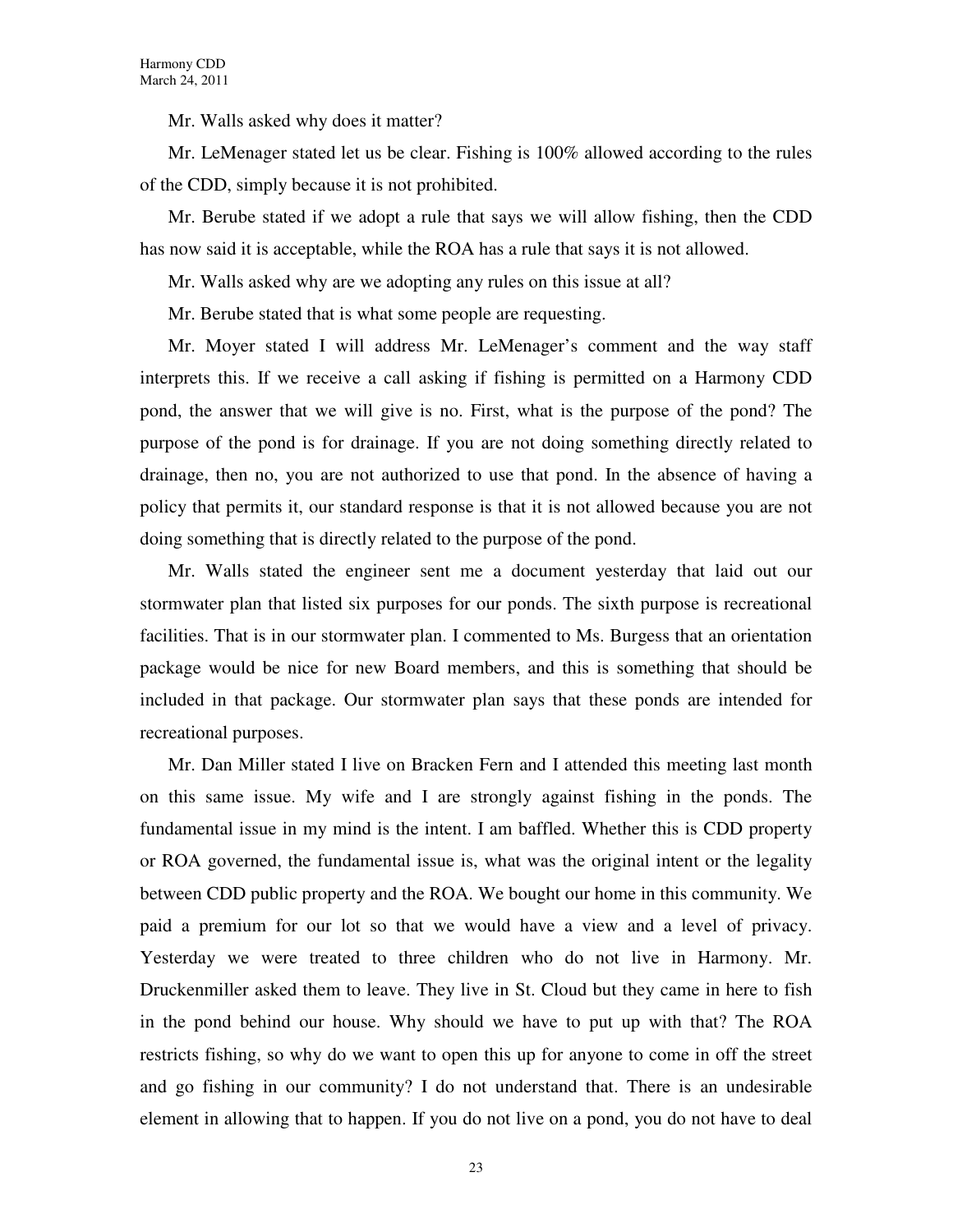Mr. Walls asked why does it matter?

Mr. LeMenager stated let us be clear. Fishing is 100% allowed according to the rules of the CDD, simply because it is not prohibited.

Mr. Berube stated if we adopt a rule that says we will allow fishing, then the CDD has now said it is acceptable, while the ROA has a rule that says it is not allowed.

Mr. Walls asked why are we adopting any rules on this issue at all?

Mr. Berube stated that is what some people are requesting.

Mr. Moyer stated I will address Mr. LeMenager's comment and the way staff interprets this. If we receive a call asking if fishing is permitted on a Harmony CDD pond, the answer that we will give is no. First, what is the purpose of the pond? The purpose of the pond is for drainage. If you are not doing something directly related to drainage, then no, you are not authorized to use that pond. In the absence of having a policy that permits it, our standard response is that it is not allowed because you are not doing something that is directly related to the purpose of the pond.

Mr. Walls stated the engineer sent me a document yesterday that laid out our stormwater plan that listed six purposes for our ponds. The sixth purpose is recreational facilities. That is in our stormwater plan. I commented to Ms. Burgess that an orientation package would be nice for new Board members, and this is something that should be included in that package. Our stormwater plan says that these ponds are intended for recreational purposes.

Mr. Dan Miller stated I live on Bracken Fern and I attended this meeting last month on this same issue. My wife and I are strongly against fishing in the ponds. The fundamental issue in my mind is the intent. I am baffled. Whether this is CDD property or ROA governed, the fundamental issue is, what was the original intent or the legality between CDD public property and the ROA. We bought our home in this community. We paid a premium for our lot so that we would have a view and a level of privacy. Yesterday we were treated to three children who do not live in Harmony. Mr. Druckenmiller asked them to leave. They live in St. Cloud but they came in here to fish in the pond behind our house. Why should we have to put up with that? The ROA restricts fishing, so why do we want to open this up for anyone to come in off the street and go fishing in our community? I do not understand that. There is an undesirable element in allowing that to happen. If you do not live on a pond, you do not have to deal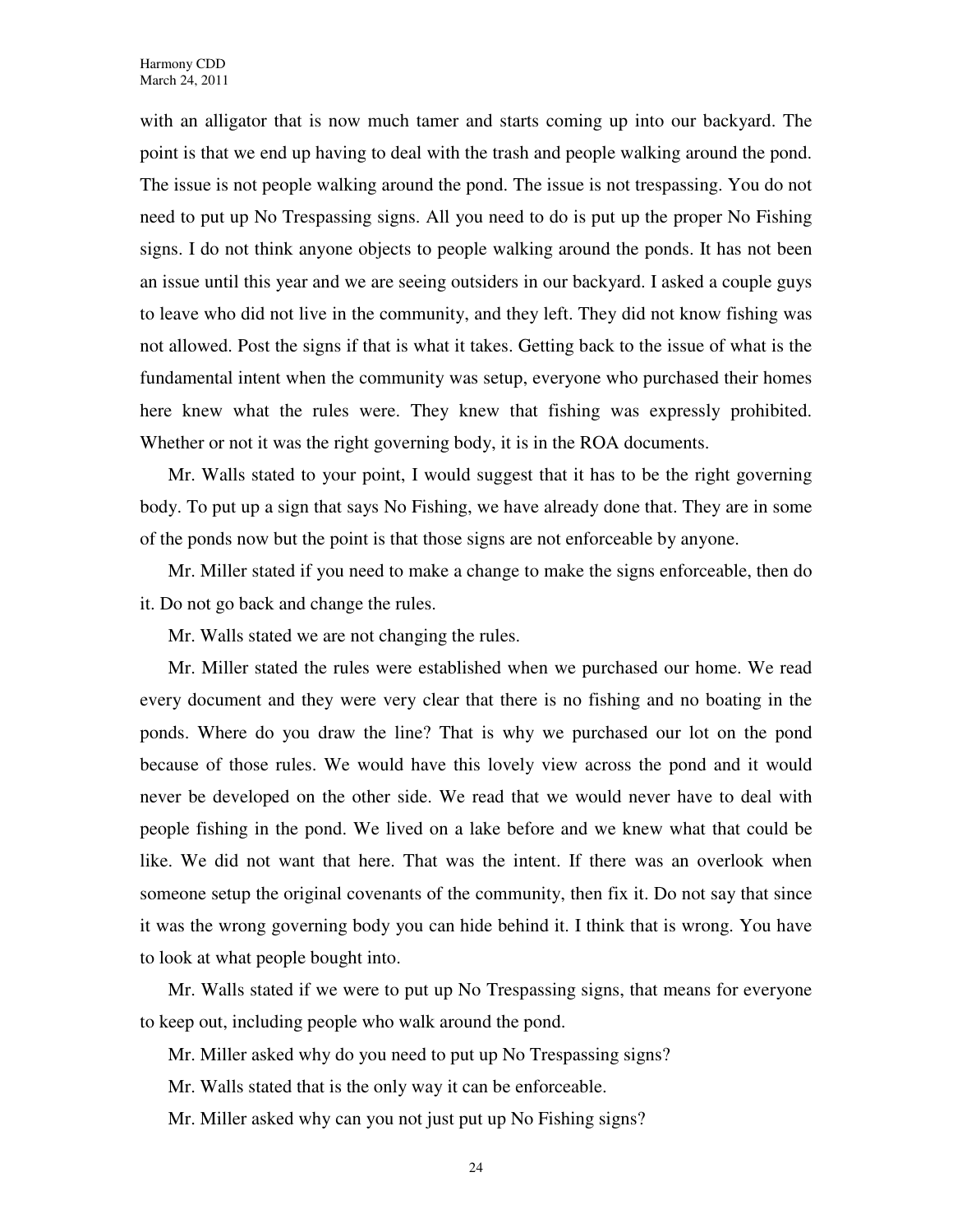with an alligator that is now much tamer and starts coming up into our backyard. The point is that we end up having to deal with the trash and people walking around the pond. The issue is not people walking around the pond. The issue is not trespassing. You do not need to put up No Trespassing signs. All you need to do is put up the proper No Fishing signs. I do not think anyone objects to people walking around the ponds. It has not been an issue until this year and we are seeing outsiders in our backyard. I asked a couple guys to leave who did not live in the community, and they left. They did not know fishing was not allowed. Post the signs if that is what it takes. Getting back to the issue of what is the fundamental intent when the community was setup, everyone who purchased their homes here knew what the rules were. They knew that fishing was expressly prohibited. Whether or not it was the right governing body, it is in the ROA documents.

Mr. Walls stated to your point, I would suggest that it has to be the right governing body. To put up a sign that says No Fishing, we have already done that. They are in some of the ponds now but the point is that those signs are not enforceable by anyone.

Mr. Miller stated if you need to make a change to make the signs enforceable, then do it. Do not go back and change the rules.

Mr. Walls stated we are not changing the rules.

Mr. Miller stated the rules were established when we purchased our home. We read every document and they were very clear that there is no fishing and no boating in the ponds. Where do you draw the line? That is why we purchased our lot on the pond because of those rules. We would have this lovely view across the pond and it would never be developed on the other side. We read that we would never have to deal with people fishing in the pond. We lived on a lake before and we knew what that could be like. We did not want that here. That was the intent. If there was an overlook when someone setup the original covenants of the community, then fix it. Do not say that since it was the wrong governing body you can hide behind it. I think that is wrong. You have to look at what people bought into.

Mr. Walls stated if we were to put up No Trespassing signs, that means for everyone to keep out, including people who walk around the pond.

Mr. Miller asked why do you need to put up No Trespassing signs?

Mr. Walls stated that is the only way it can be enforceable.

Mr. Miller asked why can you not just put up No Fishing signs?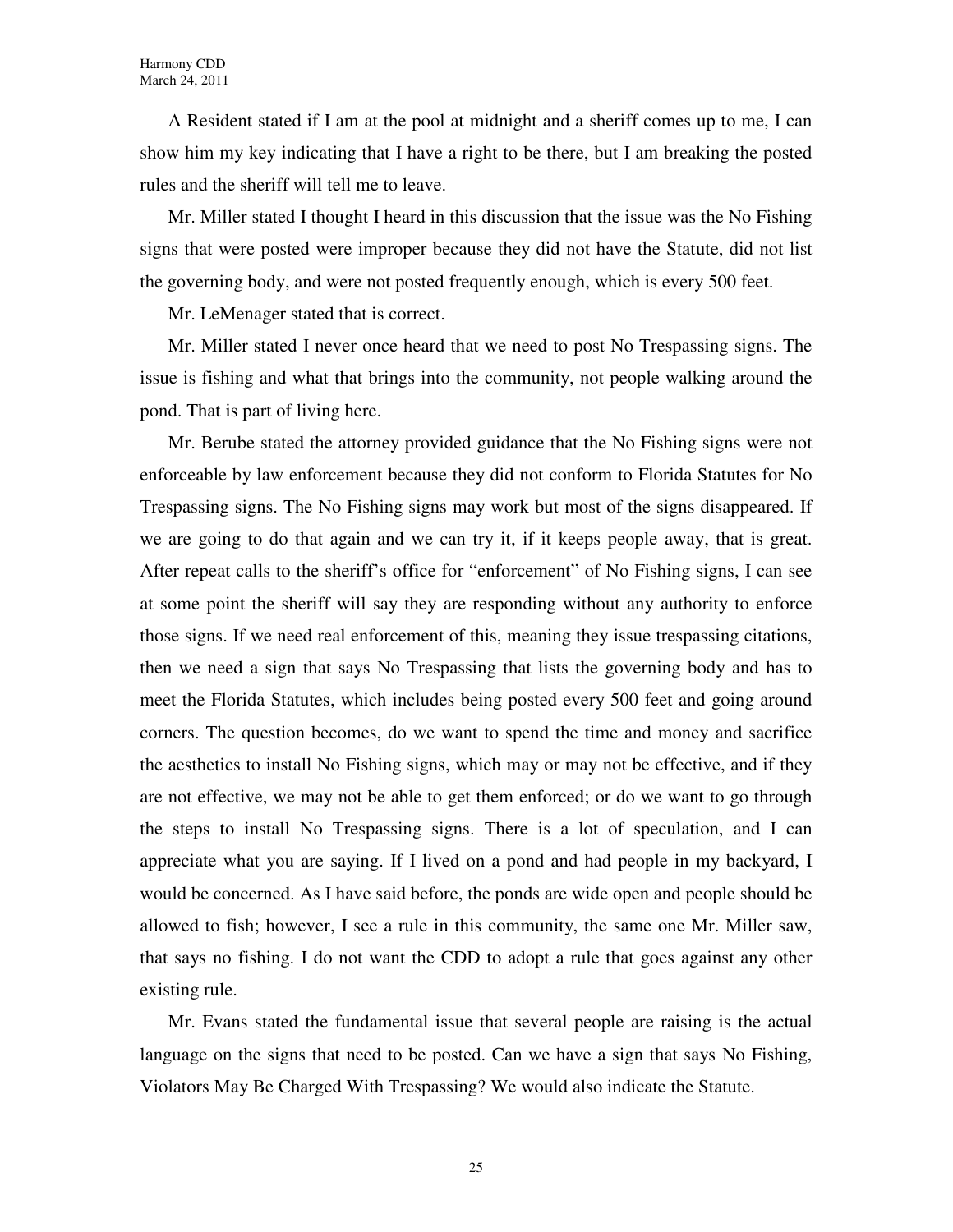A Resident stated if I am at the pool at midnight and a sheriff comes up to me, I can show him my key indicating that I have a right to be there, but I am breaking the posted rules and the sheriff will tell me to leave.

Mr. Miller stated I thought I heard in this discussion that the issue was the No Fishing signs that were posted were improper because they did not have the Statute, did not list the governing body, and were not posted frequently enough, which is every 500 feet.

Mr. LeMenager stated that is correct.

Mr. Miller stated I never once heard that we need to post No Trespassing signs. The issue is fishing and what that brings into the community, not people walking around the pond. That is part of living here.

Mr. Berube stated the attorney provided guidance that the No Fishing signs were not enforceable by law enforcement because they did not conform to Florida Statutes for No Trespassing signs. The No Fishing signs may work but most of the signs disappeared. If we are going to do that again and we can try it, if it keeps people away, that is great. After repeat calls to the sheriff's office for "enforcement" of No Fishing signs, I can see at some point the sheriff will say they are responding without any authority to enforce those signs. If we need real enforcement of this, meaning they issue trespassing citations, then we need a sign that says No Trespassing that lists the governing body and has to meet the Florida Statutes, which includes being posted every 500 feet and going around corners. The question becomes, do we want to spend the time and money and sacrifice the aesthetics to install No Fishing signs, which may or may not be effective, and if they are not effective, we may not be able to get them enforced; or do we want to go through the steps to install No Trespassing signs. There is a lot of speculation, and I can appreciate what you are saying. If I lived on a pond and had people in my backyard, I would be concerned. As I have said before, the ponds are wide open and people should be allowed to fish; however, I see a rule in this community, the same one Mr. Miller saw, that says no fishing. I do not want the CDD to adopt a rule that goes against any other existing rule.

Mr. Evans stated the fundamental issue that several people are raising is the actual language on the signs that need to be posted. Can we have a sign that says No Fishing, Violators May Be Charged With Trespassing? We would also indicate the Statute.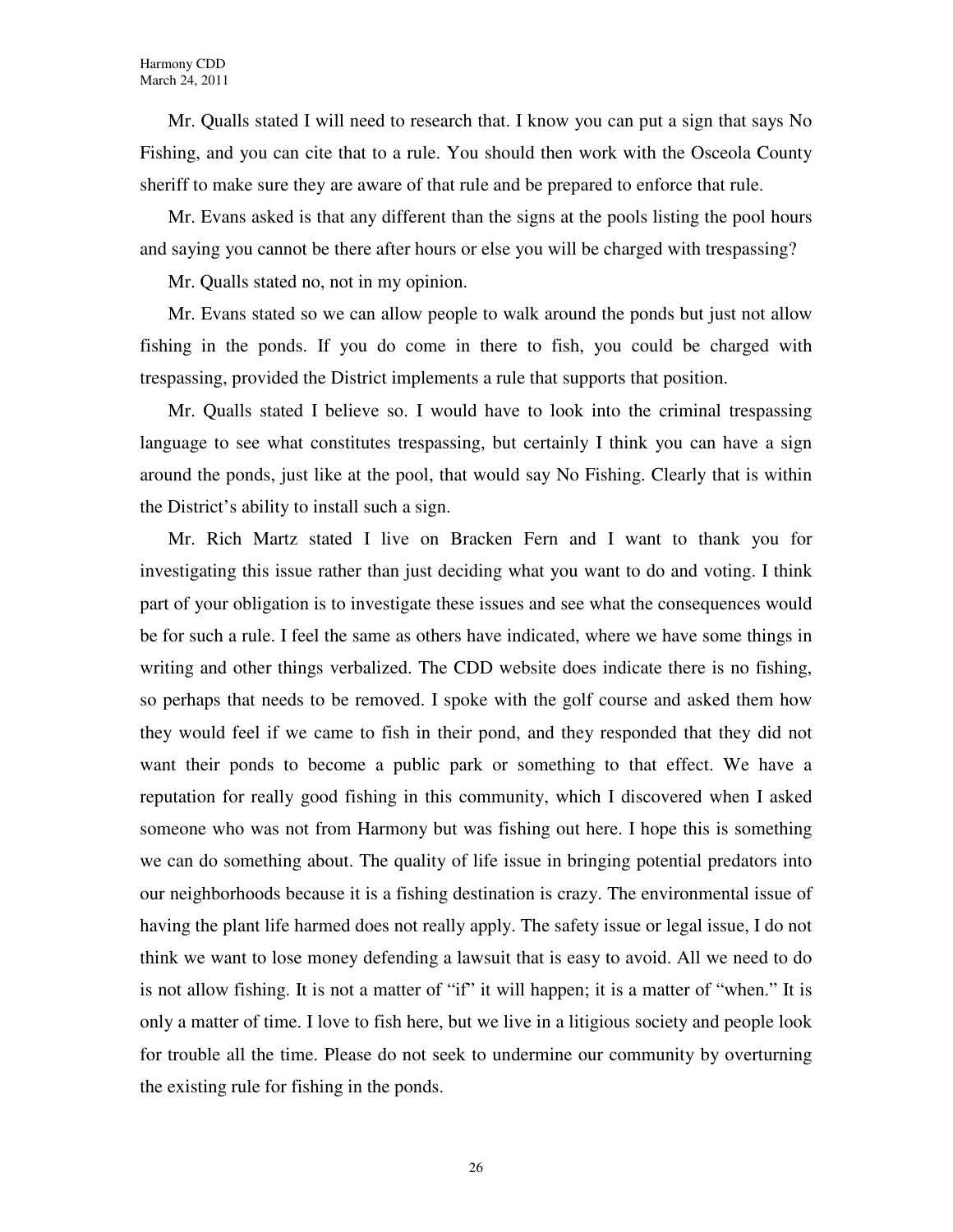Mr. Qualls stated I will need to research that. I know you can put a sign that says No Fishing, and you can cite that to a rule. You should then work with the Osceola County sheriff to make sure they are aware of that rule and be prepared to enforce that rule.

Mr. Evans asked is that any different than the signs at the pools listing the pool hours and saying you cannot be there after hours or else you will be charged with trespassing?

Mr. Qualls stated no, not in my opinion.

Mr. Evans stated so we can allow people to walk around the ponds but just not allow fishing in the ponds. If you do come in there to fish, you could be charged with trespassing, provided the District implements a rule that supports that position.

Mr. Qualls stated I believe so. I would have to look into the criminal trespassing language to see what constitutes trespassing, but certainly I think you can have a sign around the ponds, just like at the pool, that would say No Fishing. Clearly that is within the District's ability to install such a sign.

Mr. Rich Martz stated I live on Bracken Fern and I want to thank you for investigating this issue rather than just deciding what you want to do and voting. I think part of your obligation is to investigate these issues and see what the consequences would be for such a rule. I feel the same as others have indicated, where we have some things in writing and other things verbalized. The CDD website does indicate there is no fishing, so perhaps that needs to be removed. I spoke with the golf course and asked them how they would feel if we came to fish in their pond, and they responded that they did not want their ponds to become a public park or something to that effect. We have a reputation for really good fishing in this community, which I discovered when I asked someone who was not from Harmony but was fishing out here. I hope this is something we can do something about. The quality of life issue in bringing potential predators into our neighborhoods because it is a fishing destination is crazy. The environmental issue of having the plant life harmed does not really apply. The safety issue or legal issue, I do not think we want to lose money defending a lawsuit that is easy to avoid. All we need to do is not allow fishing. It is not a matter of "if" it will happen; it is a matter of "when." It is only a matter of time. I love to fish here, but we live in a litigious society and people look for trouble all the time. Please do not seek to undermine our community by overturning the existing rule for fishing in the ponds.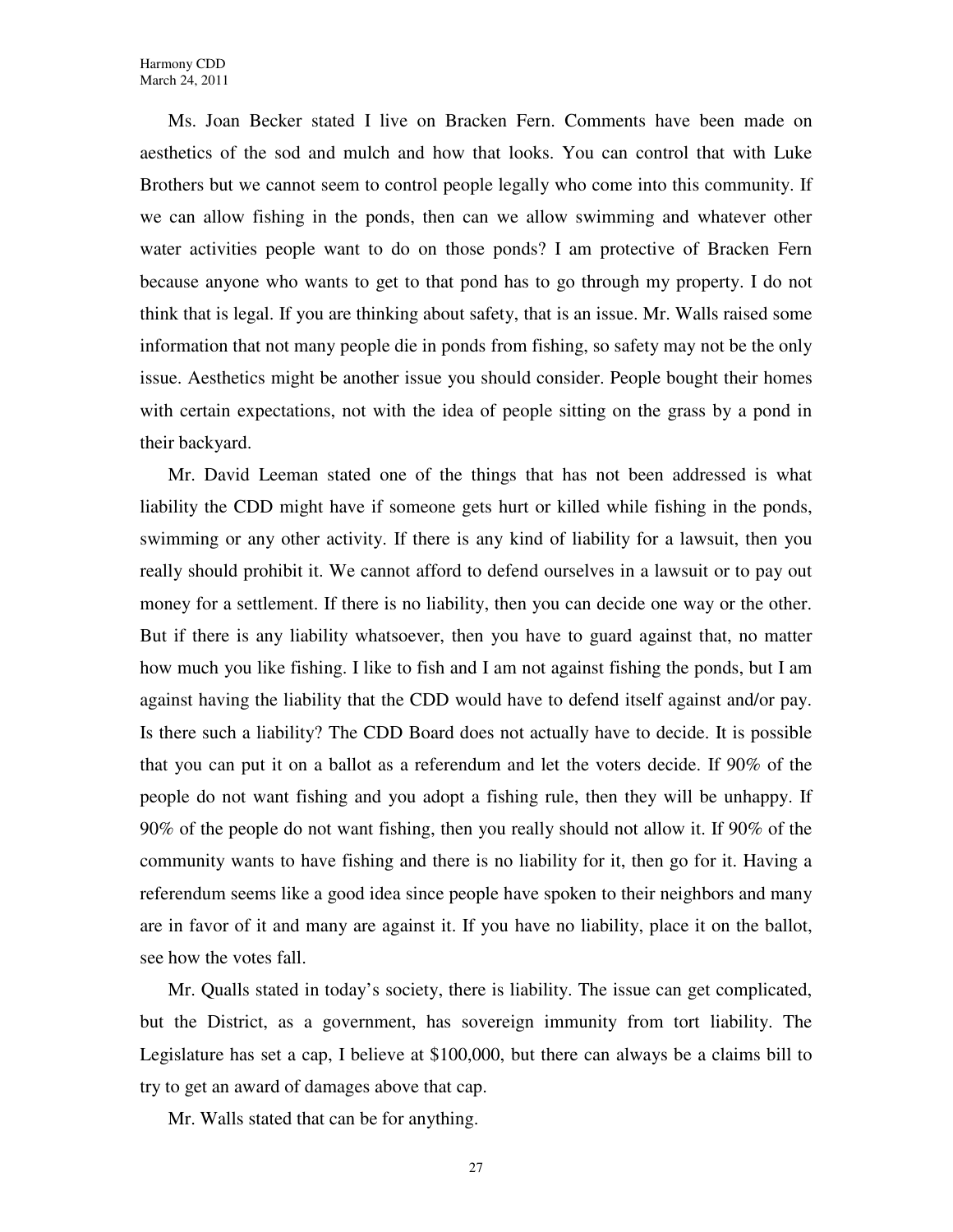Ms. Joan Becker stated I live on Bracken Fern. Comments have been made on aesthetics of the sod and mulch and how that looks. You can control that with Luke Brothers but we cannot seem to control people legally who come into this community. If we can allow fishing in the ponds, then can we allow swimming and whatever other water activities people want to do on those ponds? I am protective of Bracken Fern because anyone who wants to get to that pond has to go through my property. I do not think that is legal. If you are thinking about safety, that is an issue. Mr. Walls raised some information that not many people die in ponds from fishing, so safety may not be the only issue. Aesthetics might be another issue you should consider. People bought their homes with certain expectations, not with the idea of people sitting on the grass by a pond in their backyard.

Mr. David Leeman stated one of the things that has not been addressed is what liability the CDD might have if someone gets hurt or killed while fishing in the ponds, swimming or any other activity. If there is any kind of liability for a lawsuit, then you really should prohibit it. We cannot afford to defend ourselves in a lawsuit or to pay out money for a settlement. If there is no liability, then you can decide one way or the other. But if there is any liability whatsoever, then you have to guard against that, no matter how much you like fishing. I like to fish and I am not against fishing the ponds, but I am against having the liability that the CDD would have to defend itself against and/or pay. Is there such a liability? The CDD Board does not actually have to decide. It is possible that you can put it on a ballot as a referendum and let the voters decide. If 90% of the people do not want fishing and you adopt a fishing rule, then they will be unhappy. If 90% of the people do not want fishing, then you really should not allow it. If 90% of the community wants to have fishing and there is no liability for it, then go for it. Having a referendum seems like a good idea since people have spoken to their neighbors and many are in favor of it and many are against it. If you have no liability, place it on the ballot, see how the votes fall.

Mr. Qualls stated in today's society, there is liability. The issue can get complicated, but the District, as a government, has sovereign immunity from tort liability. The Legislature has set a cap, I believe at $100,000, but there can always be a claims bill to try to get an award of damages above that cap.

Mr. Walls stated that can be for anything.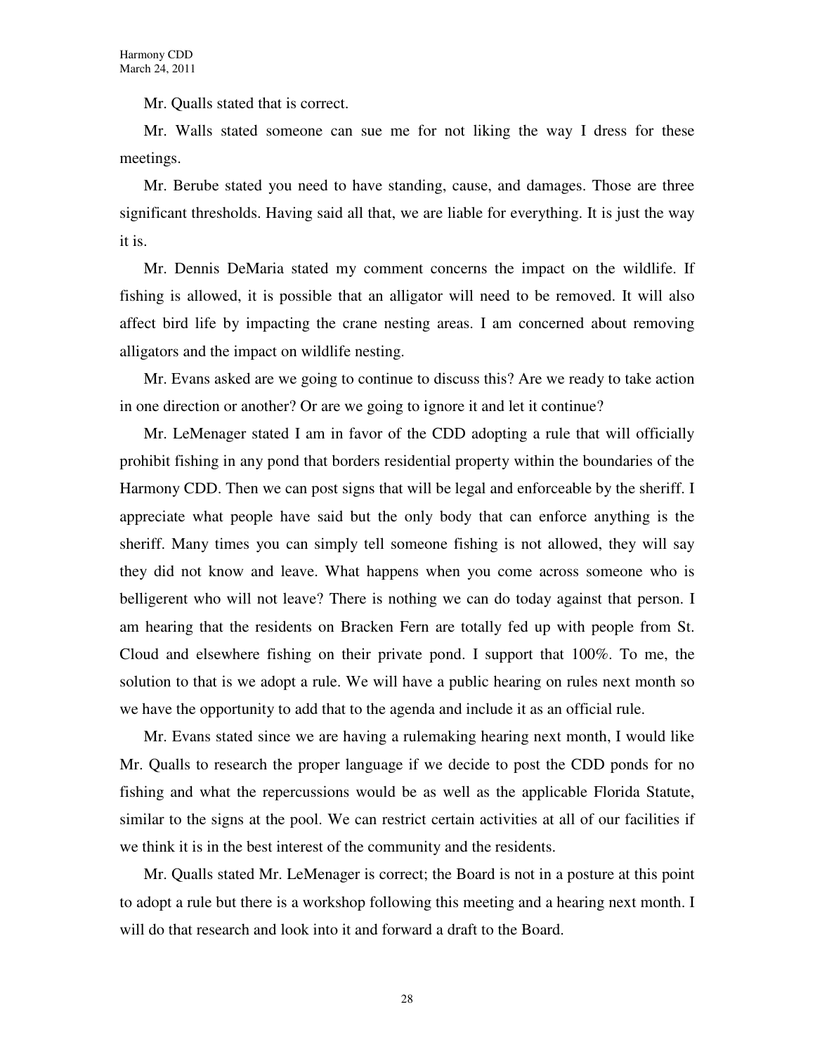Mr. Qualls stated that is correct.

Mr. Walls stated someone can sue me for not liking the way I dress for these meetings.

Mr. Berube stated you need to have standing, cause, and damages. Those are three significant thresholds. Having said all that, we are liable for everything. It is just the way it is.

Mr. Dennis DeMaria stated my comment concerns the impact on the wildlife. If fishing is allowed, it is possible that an alligator will need to be removed. It will also affect bird life by impacting the crane nesting areas. I am concerned about removing alligators and the impact on wildlife nesting.

Mr. Evans asked are we going to continue to discuss this? Are we ready to take action in one direction or another? Or are we going to ignore it and let it continue?

Mr. LeMenager stated I am in favor of the CDD adopting a rule that will officially prohibit fishing in any pond that borders residential property within the boundaries of the Harmony CDD. Then we can post signs that will be legal and enforceable by the sheriff. I appreciate what people have said but the only body that can enforce anything is the sheriff. Many times you can simply tell someone fishing is not allowed, they will say they did not know and leave. What happens when you come across someone who is belligerent who will not leave? There is nothing we can do today against that person. I am hearing that the residents on Bracken Fern are totally fed up with people from St. Cloud and elsewhere fishing on their private pond. I support that 100%. To me, the solution to that is we adopt a rule. We will have a public hearing on rules next month so we have the opportunity to add that to the agenda and include it as an official rule.

Mr. Evans stated since we are having a rulemaking hearing next month, I would like Mr. Qualls to research the proper language if we decide to post the CDD ponds for no fishing and what the repercussions would be as well as the applicable Florida Statute, similar to the signs at the pool. We can restrict certain activities at all of our facilities if we think it is in the best interest of the community and the residents.

Mr. Qualls stated Mr. LeMenager is correct; the Board is not in a posture at this point to adopt a rule but there is a workshop following this meeting and a hearing next month. I will do that research and look into it and forward a draft to the Board.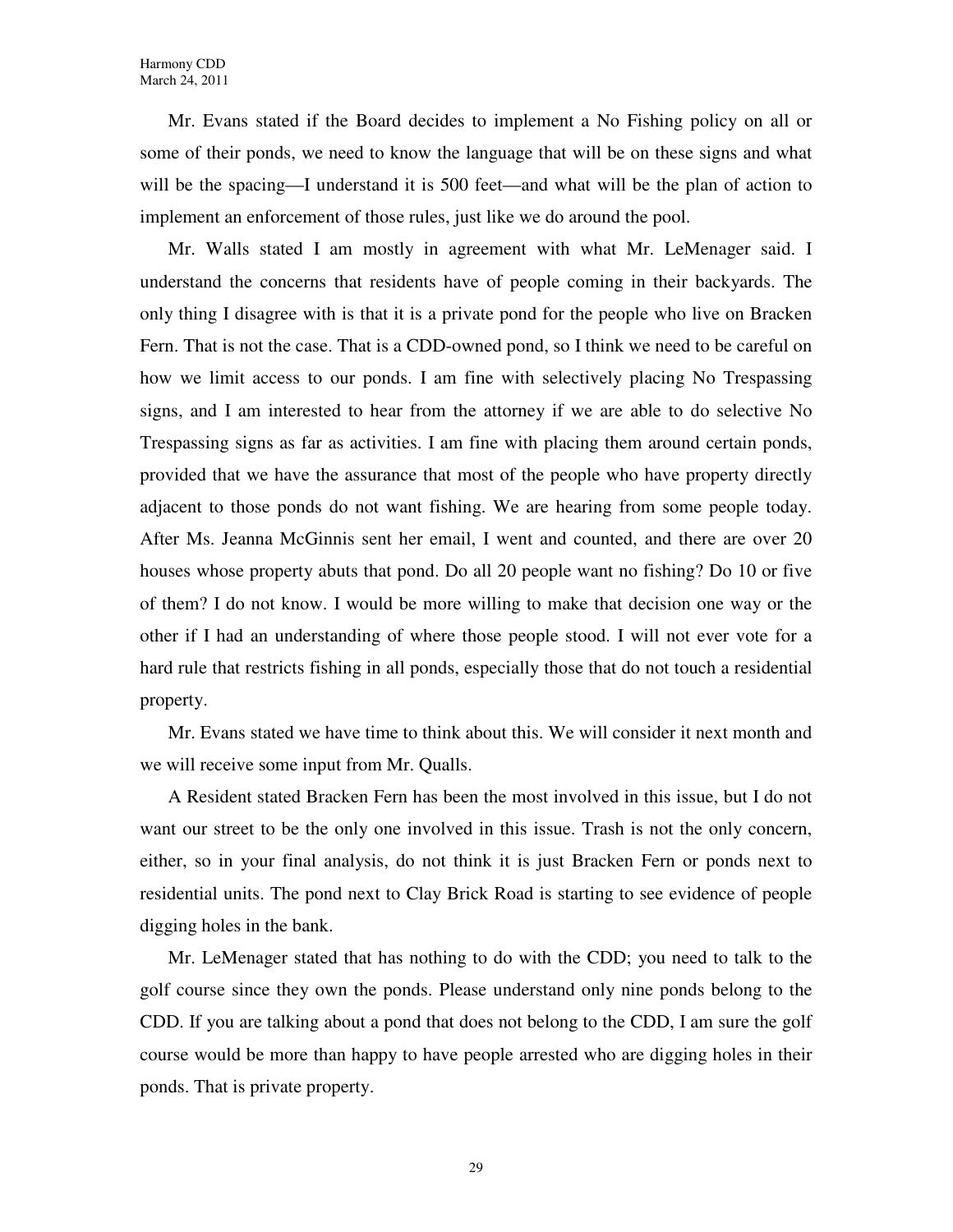Mr. Evans stated if the Board decides to implement a No Fishing policy on all or some of their ponds, we need to know the language that will be on these signs and what will be the spacing—I understand it is 500 feet—and what will be the plan of action to implement an enforcement of those rules, just like we do around the pool.

Mr. Walls stated I am mostly in agreement with what Mr. LeMenager said. I understand the concerns that residents have of people coming in their backyards. The only thing I disagree with is that it is a private pond for the people who live on Bracken Fern. That is not the case. That is a CDD-owned pond, so I think we need to be careful on how we limit access to our ponds. I am fine with selectively placing No Trespassing signs, and I am interested to hear from the attorney if we are able to do selective No Trespassing signs as far as activities. I am fine with placing them around certain ponds, provided that we have the assurance that most of the people who have property directly adjacent to those ponds do not want fishing. We are hearing from some people today. After Ms. Jeanna McGinnis sent her email, I went and counted, and there are over 20 houses whose property abuts that pond. Do all 20 people want no fishing? Do 10 or five of them? I do not know. I would be more willing to make that decision one way or the other if I had an understanding of where those people stood. I will not ever vote for a hard rule that restricts fishing in all ponds, especially those that do not touch a residential property.

Mr. Evans stated we have time to think about this. We will consider it next month and we will receive some input from Mr. Qualls.

A Resident stated Bracken Fern has been the most involved in this issue, but I do not want our street to be the only one involved in this issue. Trash is not the only concern, either, so in your final analysis, do not think it is just Bracken Fern or ponds next to residential units. The pond next to Clay Brick Road is starting to see evidence of people digging holes in the bank.

Mr. LeMenager stated that has nothing to do with the CDD; you need to talk to the golf course since they own the ponds. Please understand only nine ponds belong to the CDD. If you are talking about a pond that does not belong to the CDD, I am sure the golf course would be more than happy to have people arrested who are digging holes in their ponds. That is private property.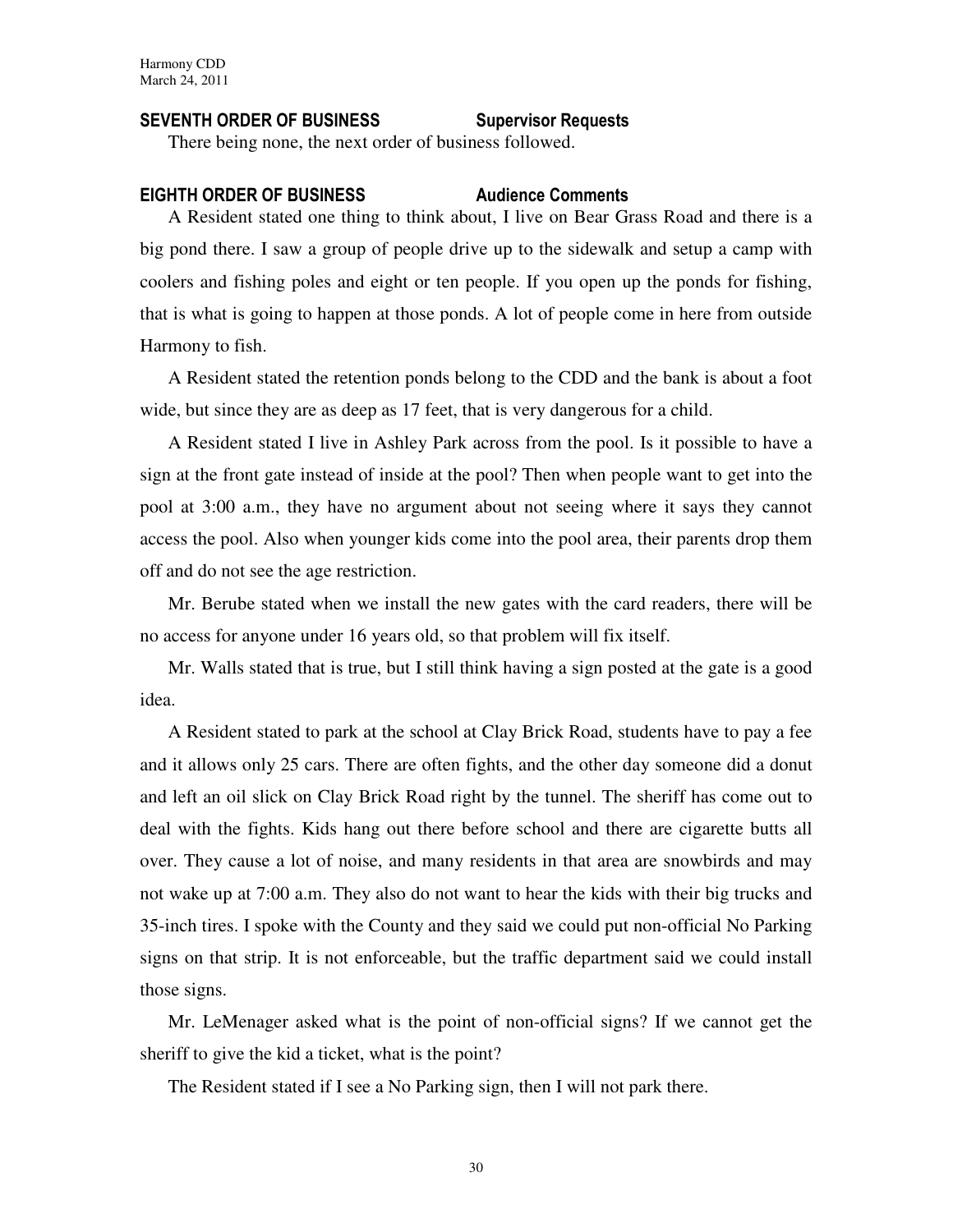## SEVENTH ORDER OF BUSINESS Supervisor Requests

There being none, the next order of business followed.

## EIGHTH ORDER OF BUSINESS Audience Comments

A Resident stated one thing to think about, I live on Bear Grass Road and there is a big pond there. I saw a group of people drive up to the sidewalk and setup a camp with coolers and fishing poles and eight or ten people. If you open up the ponds for fishing, that is what is going to happen at those ponds. A lot of people come in here from outside Harmony to fish.

A Resident stated the retention ponds belong to the CDD and the bank is about a foot wide, but since they are as deep as 17 feet, that is very dangerous for a child.

A Resident stated I live in Ashley Park across from the pool. Is it possible to have a sign at the front gate instead of inside at the pool? Then when people want to get into the pool at 3:00 a.m., they have no argument about not seeing where it says they cannot access the pool. Also when younger kids come into the pool area, their parents drop them off and do not see the age restriction.

Mr. Berube stated when we install the new gates with the card readers, there will be no access for anyone under 16 years old, so that problem will fix itself.

Mr. Walls stated that is true, but I still think having a sign posted at the gate is a good idea.

A Resident stated to park at the school at Clay Brick Road, students have to pay a fee and it allows only 25 cars. There are often fights, and the other day someone did a donut and left an oil slick on Clay Brick Road right by the tunnel. The sheriff has come out to deal with the fights. Kids hang out there before school and there are cigarette butts all over. They cause a lot of noise, and many residents in that area are snowbirds and may not wake up at 7:00 a.m. They also do not want to hear the kids with their big trucks and 35-inch tires. I spoke with the County and they said we could put non-official No Parking signs on that strip. It is not enforceable, but the traffic department said we could install those signs.

Mr. LeMenager asked what is the point of non-official signs? If we cannot get the sheriff to give the kid a ticket, what is the point?

The Resident stated if I see a No Parking sign, then I will not park there.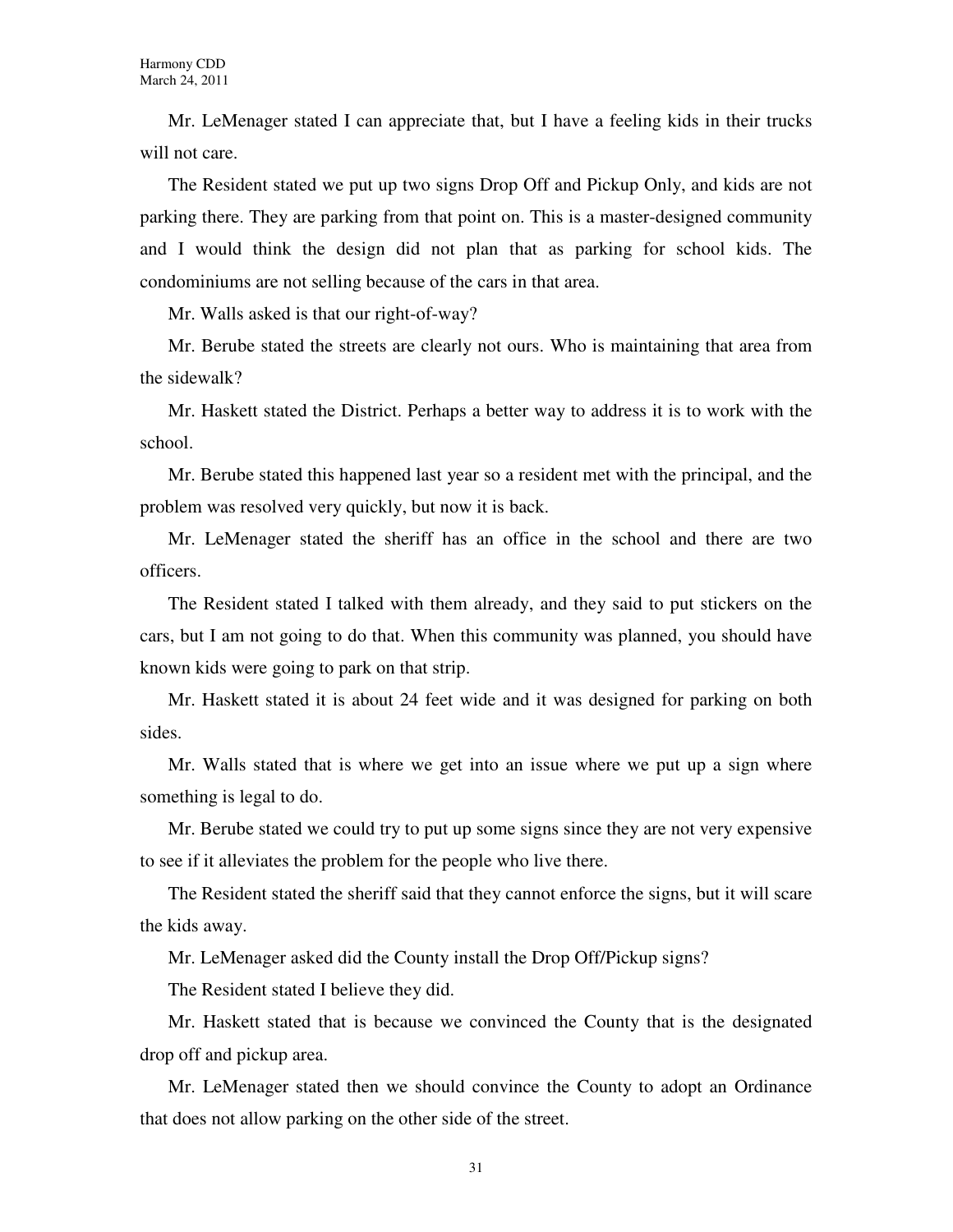Mr. LeMenager stated I can appreciate that, but I have a feeling kids in their trucks will not care.

The Resident stated we put up two signs Drop Off and Pickup Only, and kids are not parking there. They are parking from that point on. This is a master-designed community and I would think the design did not plan that as parking for school kids. The condominiums are not selling because of the cars in that area.

Mr. Walls asked is that our right-of-way?

Mr. Berube stated the streets are clearly not ours. Who is maintaining that area from the sidewalk?

Mr. Haskett stated the District. Perhaps a better way to address it is to work with the school.

Mr. Berube stated this happened last year so a resident met with the principal, and the problem was resolved very quickly, but now it is back.

Mr. LeMenager stated the sheriff has an office in the school and there are two officers.

The Resident stated I talked with them already, and they said to put stickers on the cars, but I am not going to do that. When this community was planned, you should have known kids were going to park on that strip.

Mr. Haskett stated it is about 24 feet wide and it was designed for parking on both sides.

Mr. Walls stated that is where we get into an issue where we put up a sign where something is legal to do.

Mr. Berube stated we could try to put up some signs since they are not very expensive to see if it alleviates the problem for the people who live there.

The Resident stated the sheriff said that they cannot enforce the signs, but it will scare the kids away.

Mr. LeMenager asked did the County install the Drop Off/Pickup signs?

The Resident stated I believe they did.

Mr. Haskett stated that is because we convinced the County that is the designated drop off and pickup area.

Mr. LeMenager stated then we should convince the County to adopt an Ordinance that does not allow parking on the other side of the street.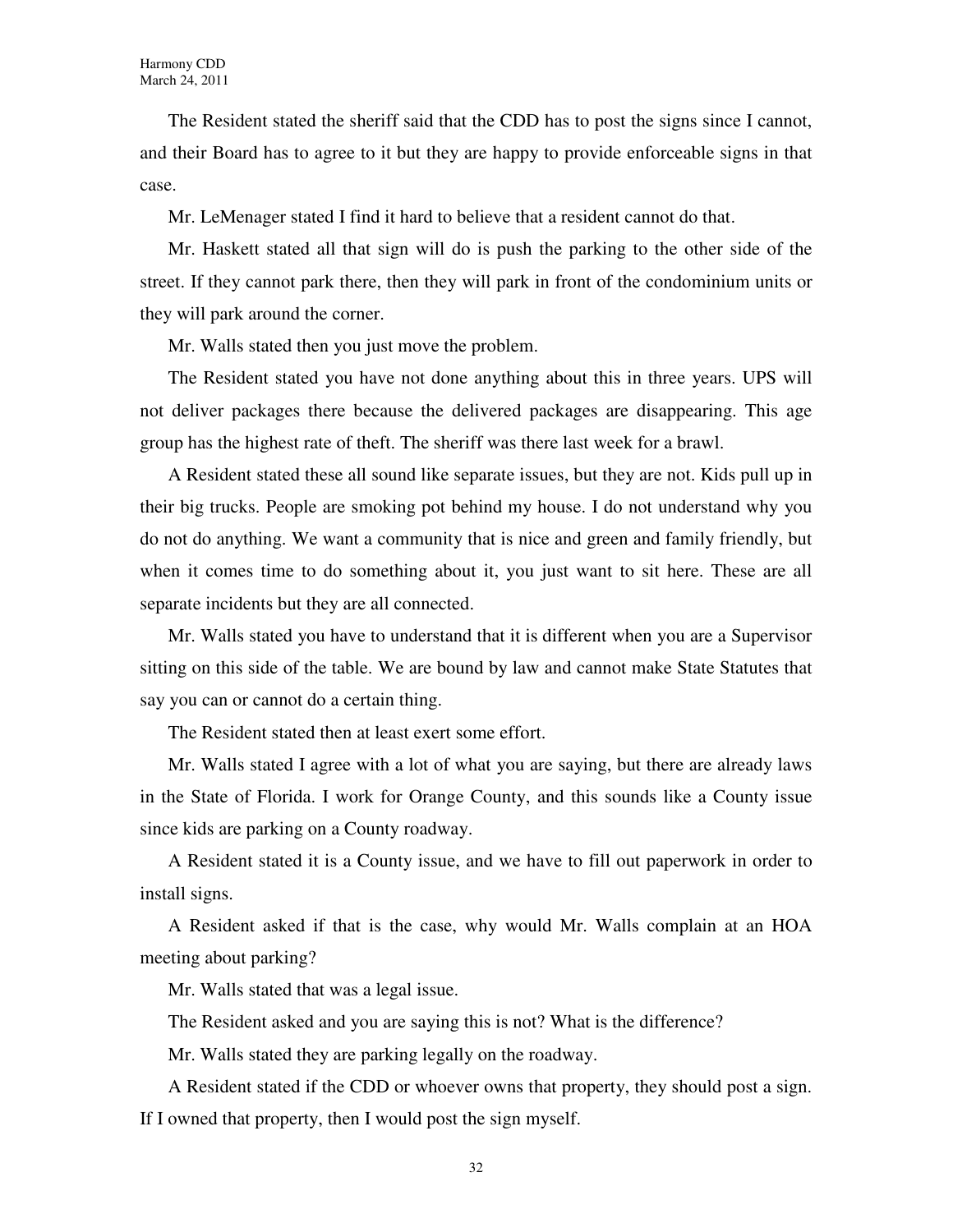The Resident stated the sheriff said that the CDD has to post the signs since I cannot, and their Board has to agree to it but they are happy to provide enforceable signs in that case.

Mr. LeMenager stated I find it hard to believe that a resident cannot do that.

Mr. Haskett stated all that sign will do is push the parking to the other side of the street. If they cannot park there, then they will park in front of the condominium units or they will park around the corner.

Mr. Walls stated then you just move the problem.

The Resident stated you have not done anything about this in three years. UPS will not deliver packages there because the delivered packages are disappearing. This age group has the highest rate of theft. The sheriff was there last week for a brawl.

A Resident stated these all sound like separate issues, but they are not. Kids pull up in their big trucks. People are smoking pot behind my house. I do not understand why you do not do anything. We want a community that is nice and green and family friendly, but when it comes time to do something about it, you just want to sit here. These are all separate incidents but they are all connected.

Mr. Walls stated you have to understand that it is different when you are a Supervisor sitting on this side of the table. We are bound by law and cannot make State Statutes that say you can or cannot do a certain thing.

The Resident stated then at least exert some effort.

Mr. Walls stated I agree with a lot of what you are saying, but there are already laws in the State of Florida. I work for Orange County, and this sounds like a County issue since kids are parking on a County roadway.

A Resident stated it is a County issue, and we have to fill out paperwork in order to install signs.

A Resident asked if that is the case, why would Mr. Walls complain at an HOA meeting about parking?

Mr. Walls stated that was a legal issue.

The Resident asked and you are saying this is not? What is the difference?

Mr. Walls stated they are parking legally on the roadway.

A Resident stated if the CDD or whoever owns that property, they should post a sign. If I owned that property, then I would post the sign myself.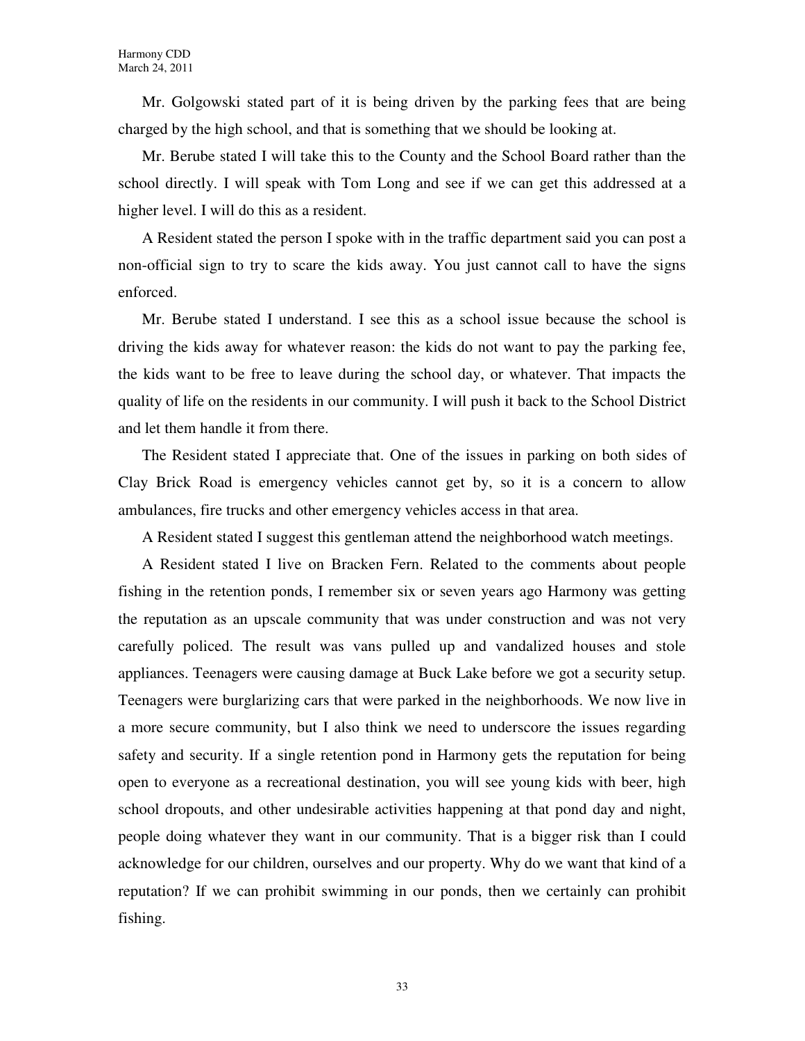Mr. Golgowski stated part of it is being driven by the parking fees that are being charged by the high school, and that is something that we should be looking at.

Mr. Berube stated I will take this to the County and the School Board rather than the school directly. I will speak with Tom Long and see if we can get this addressed at a higher level. I will do this as a resident.

A Resident stated the person I spoke with in the traffic department said you can post a non-official sign to try to scare the kids away. You just cannot call to have the signs enforced.

Mr. Berube stated I understand. I see this as a school issue because the school is driving the kids away for whatever reason: the kids do not want to pay the parking fee, the kids want to be free to leave during the school day, or whatever. That impacts the quality of life on the residents in our community. I will push it back to the School District and let them handle it from there.

The Resident stated I appreciate that. One of the issues in parking on both sides of Clay Brick Road is emergency vehicles cannot get by, so it is a concern to allow ambulances, fire trucks and other emergency vehicles access in that area.

A Resident stated I suggest this gentleman attend the neighborhood watch meetings.

A Resident stated I live on Bracken Fern. Related to the comments about people fishing in the retention ponds, I remember six or seven years ago Harmony was getting the reputation as an upscale community that was under construction and was not very carefully policed. The result was vans pulled up and vandalized houses and stole appliances. Teenagers were causing damage at Buck Lake before we got a security setup. Teenagers were burglarizing cars that were parked in the neighborhoods. We now live in a more secure community, but I also think we need to underscore the issues regarding safety and security. If a single retention pond in Harmony gets the reputation for being open to everyone as a recreational destination, you will see young kids with beer, high school dropouts, and other undesirable activities happening at that pond day and night, people doing whatever they want in our community. That is a bigger risk than I could acknowledge for our children, ourselves and our property. Why do we want that kind of a reputation? If we can prohibit swimming in our ponds, then we certainly can prohibit fishing.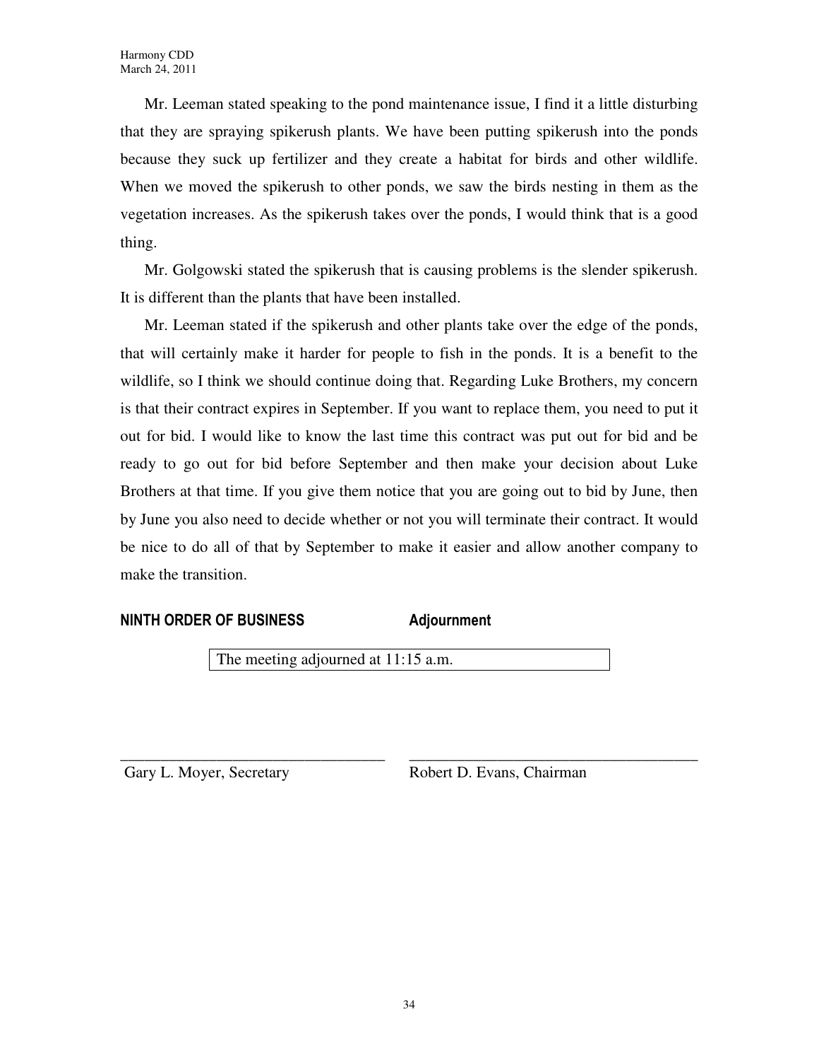Mr. Leeman stated speaking to the pond maintenance issue, I find it a little disturbing that they are spraying spikerush plants. We have been putting spikerush into the ponds because they suck up fertilizer and they create a habitat for birds and other wildlife. When we moved the spikerush to other ponds, we saw the birds nesting in them as the vegetation increases. As the spikerush takes over the ponds, I would think that is a good thing.

Mr. Golgowski stated the spikerush that is causing problems is the slender spikerush. It is different than the plants that have been installed.

Mr. Leeman stated if the spikerush and other plants take over the edge of the ponds, that will certainly make it harder for people to fish in the ponds. It is a benefit to the wildlife, so I think we should continue doing that. Regarding Luke Brothers, my concern is that their contract expires in September. If you want to replace them, you need to put it out for bid. I would like to know the last time this contract was put out for bid and be ready to go out for bid before September and then make your decision about Luke Brothers at that time. If you give them notice that you are going out to bid by June, then by June you also need to decide whether or not you will terminate their contract. It would be nice to do all of that by September to make it easier and allow another company to make the transition.

**NINTH ORDER OF BUSINESS** **Adjournment**

The meeting adjourned at 11:15 a.m.

\_\_\_\_\_\_\_\_\_\_\_\_\_\_\_\_\_\_\_\_\_\_\_\_\_\_\_\_\_\_\_\_\_\_ \_\_\_\_\_\_\_\_\_\_\_\_\_\_\_\_\_\_\_\_\_\_\_\_\_\_\_\_\_\_\_\_\_\_\_\_\_

Gary L. Moyer, Secretary Robert D. Evans, Chairman